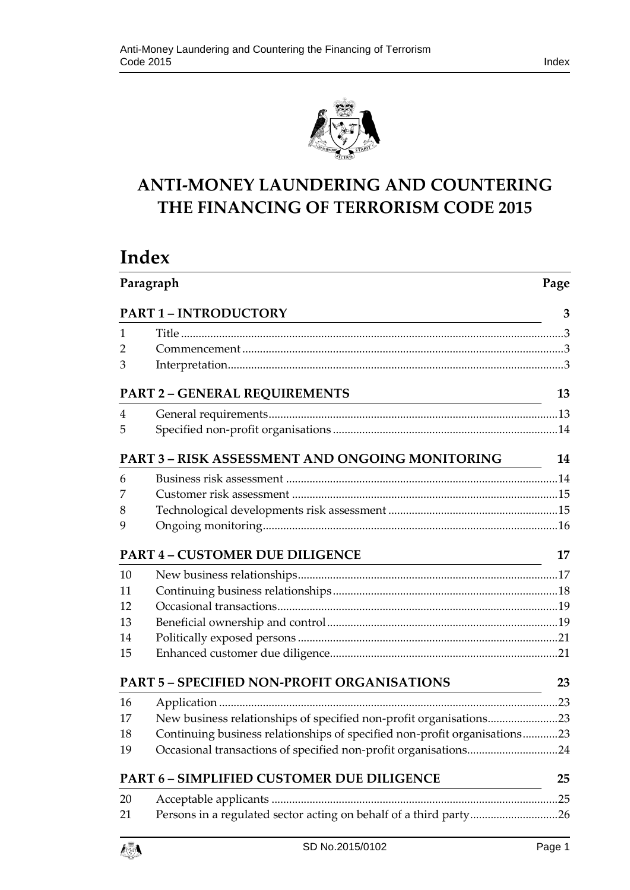# ANTI-MONEY LAUNDERING AND COUNTERING THE FINANCING OF TERRORISM CODE 2015

## Index

| Paragraph | | Page |
|---|---|---|
| **PART 1 – INTRODUCTORY** | | **3** |
| 1 | Title | 3 |
| 2 | Commencement | 3 |
| 3 | Interpretation | 3 |
| **PART 2 – GENERAL REQUIREMENTS** | | **13** |
| 4 | General requirements | 13 |
| 5 | Specified non-profit organisations | 14 |
| **PART 3 – RISK ASSESSMENT AND ONGOING MONITORING** | | **14** |
| 6 | Business risk assessment | 14 |
| 7 | Customer risk assessment | 15 |
| 8 | Technological developments risk assessment | 15 |
| 9 | Ongoing monitoring | 16 |
| **PART 4 – CUSTOMER DUE DILIGENCE** | | **17** |
| 10 | New business relationships | 17 |
| 11 | Continuing business relationships | 18 |
| 12 | Occasional transactions | 19 |
| 13 | Beneficial ownership and control | 19 |
| 14 | Politically exposed persons | 21 |
| 15 | Enhanced customer due diligence | 21 |
| **PART 5 – SPECIFIED NON-PROFIT ORGANISATIONS** | | **23** |
| 16 | Application | 23 |
| 17 | New business relationships of specified non-profit organisations | 23 |
| 18 | Continuing business relationships of specified non-profit organisations | 23 |
| 19 | Occasional transactions of specified non-profit organisations | 24 |
| **PART 6 – SIMPLIFIED CUSTOMER DUE DILIGENCE** | | **25** |
| 20 | Acceptable applicants | 25 |
| 21 | Persons in a regulated sector acting on behalf of a third party | 26 |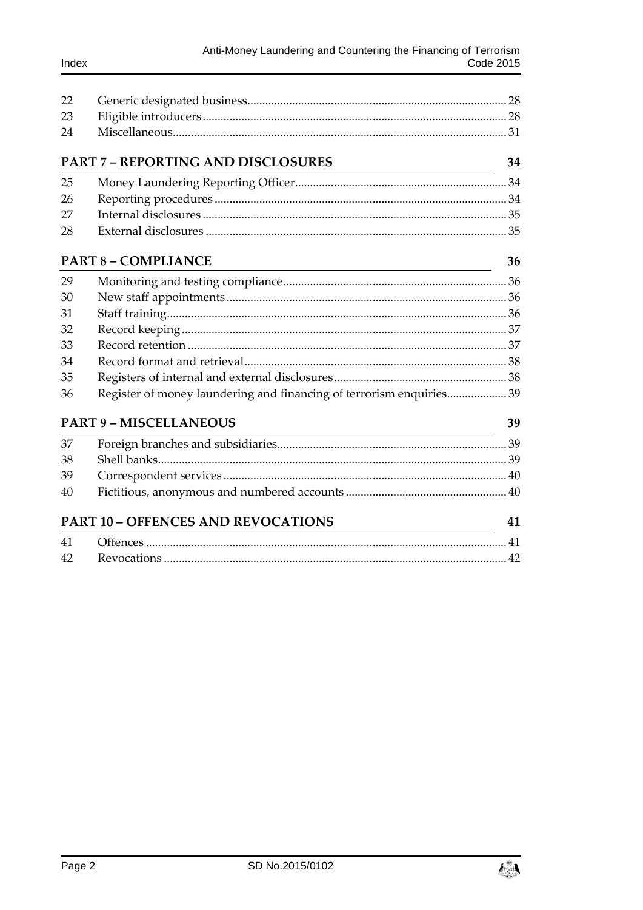| | | |
|---|---|---|
| 22 | Generic designated business | 28 |
| 23 | Eligible introducers | 28 |
| 24 | Miscellaneous | 31 |

**PART 7 – REPORTING AND DISCLOSURES** 34

| | | |
|---|---|---|
| 25 | Money Laundering Reporting Officer | 34 |
| 26 | Reporting procedures | 34 |
| 27 | Internal disclosures | 35 |
| 28 | External disclosures | 35 |

**PART 8 – COMPLIANCE** 36

| | | |
|---|---|---|
| 29 | Monitoring and testing compliance | 36 |
| 30 | New staff appointments | 36 |
| 31 | Staff training | 36 |
| 32 | Record keeping | 37 |
| 33 | Record retention | 37 |
| 34 | Record format and retrieval | 38 |
| 35 | Registers of internal and external disclosures | 38 |
| 36 | Register of money laundering and financing of terrorism enquiries | 39 |

**PART 9 – MISCELLANEOUS** 39

| | | |
|---|---|---|
| 37 | Foreign branches and subsidiaries | 39 |
| 38 | Shell banks | 39 |
| 39 | Correspondent services | 40 |
| 40 | Fictitious, anonymous and numbered accounts | 40 |

**PART 10 – OFFENCES AND REVOCATIONS** 41

| | | |
|---|---|---|
| 41 | Offences | 41 |
| 42 | Revocations | 42 |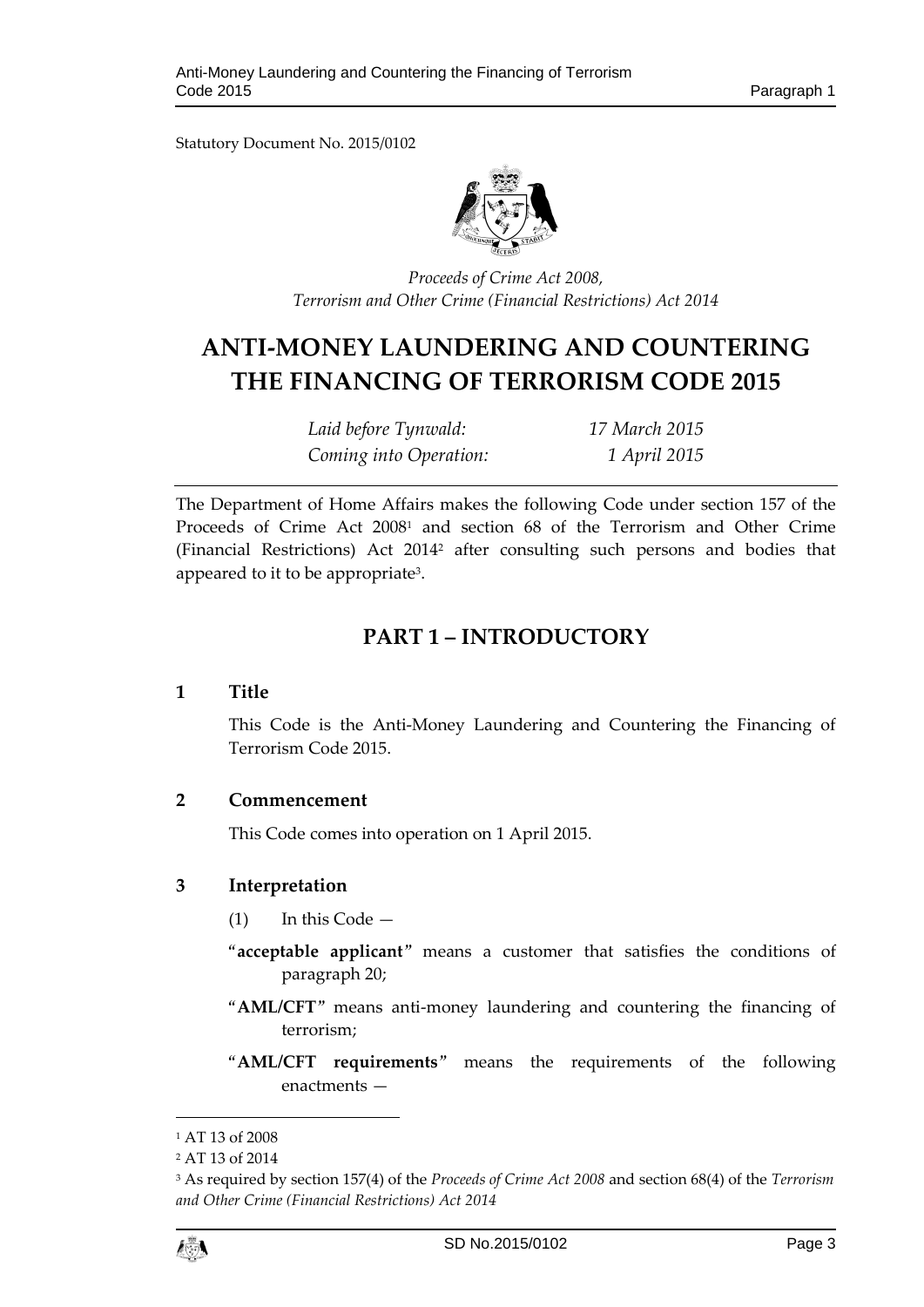Statutory Document No. 2015/0102

*Proceeds of Crime Act 2008,*
*Terrorism and Other Crime (Financial Restrictions) Act 2014*

# ANTI-MONEY LAUNDERING AND COUNTERING THE FINANCING OF TERRORISM CODE 2015

| | |
|---|---|
| *Laid before Tynwald:* | *17 March 2015* |
| *Coming into Operation:* | *1 April 2015* |

The Department of Home Affairs makes the following Code under section 157 of the Proceeds of Crime Act 2008[1] and section 68 of the Terrorism and Other Crime (Financial Restrictions) Act 2014[2] after consulting such persons and bodies that appeared to it to be appropriate[3].

## PART 1 – INTRODUCTORY

### 1 Title

This Code is the Anti-Money Laundering and Countering the Financing of Terrorism Code 2015.

### 2 Commencement

This Code comes into operation on 1 April 2015.

### 3 Interpretation

(1) In this Code —

"**acceptable applicant**" means a customer that satisfies the conditions of paragraph 20;

"**AML/CFT**" means anti-money laundering and countering the financing of terrorism;

"**AML/CFT requirements**" means the requirements of the following enactments —

---

[1] AT 13 of 2008

[2] AT 13 of 2014

[3] As required by section 157(4) of the *Proceeds of Crime Act 2008* and section 68(4) of the *Terrorism and Other Crime (Financial Restrictions) Act 2014*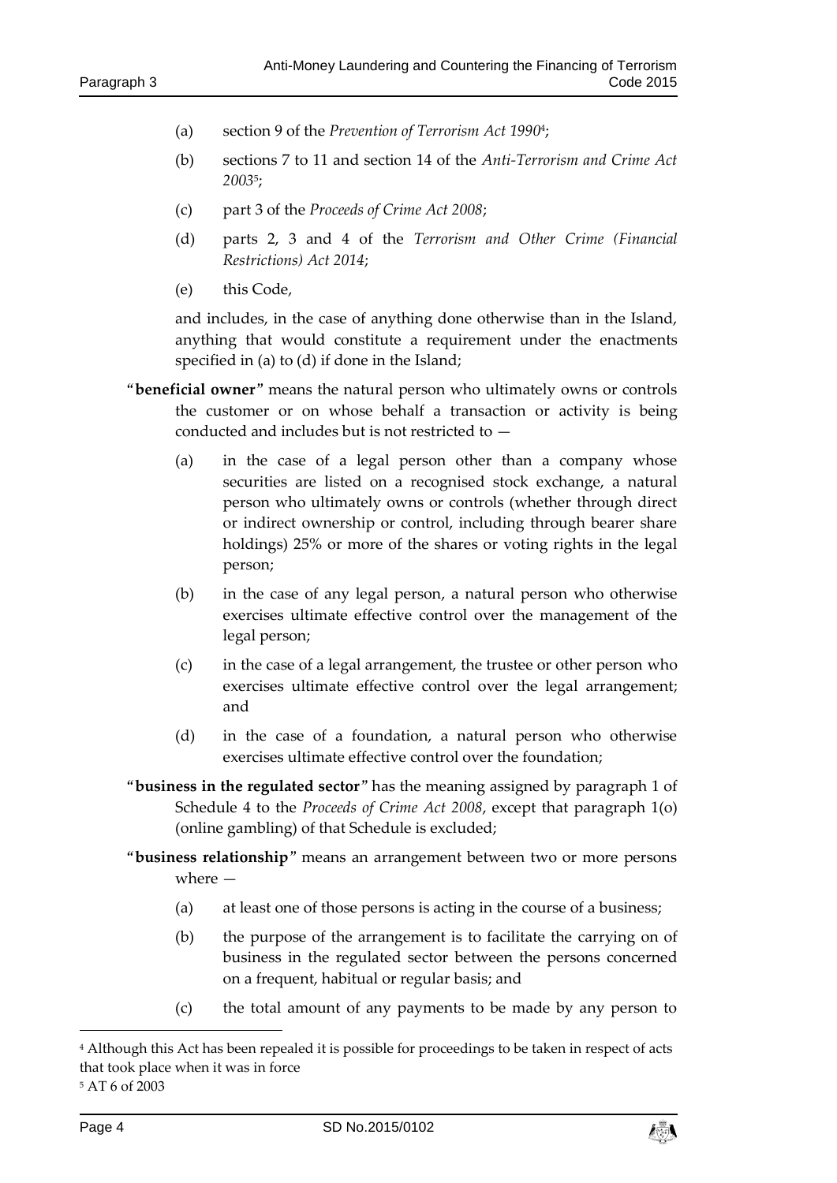(a) section 9 of the *Prevention of Terrorism Act 1990*[4];

(b) sections 7 to 11 and section 14 of the *Anti-Terrorism and Crime Act 2003*[5];

(c) part 3 of the *Proceeds of Crime Act 2008*;

(d) parts 2, 3 and 4 of the *Terrorism and Other Crime (Financial Restrictions) Act 2014*;

(e) this Code,

and includes, in the case of anything done otherwise than in the Island, anything that would constitute a requirement under the enactments specified in (a) to (d) if done in the Island;

"**beneficial owner**" means the natural person who ultimately owns or controls the customer or on whose behalf a transaction or activity is being conducted and includes but is not restricted to —

(a) in the case of a legal person other than a company whose securities are listed on a recognised stock exchange, a natural person who ultimately owns or controls (whether through direct or indirect ownership or control, including through bearer share holdings) 25% or more of the shares or voting rights in the legal person;

(b) in the case of any legal person, a natural person who otherwise exercises ultimate effective control over the management of the legal person;

(c) in the case of a legal arrangement, the trustee or other person who exercises ultimate effective control over the legal arrangement; and

(d) in the case of a foundation, a natural person who otherwise exercises ultimate effective control over the foundation;

"**business in the regulated sector**" has the meaning assigned by paragraph 1 of Schedule 4 to the *Proceeds of Crime Act 2008*, except that paragraph 1(o) (online gambling) of that Schedule is excluded;

"**business relationship**" means an arrangement between two or more persons where —

(a) at least one of those persons is acting in the course of a business;

(b) the purpose of the arrangement is to facilitate the carrying on of business in the regulated sector between the persons concerned on a frequent, habitual or regular basis; and

(c) the total amount of any payments to be made by any person to

---

[4] Although this Act has been repealed it is possible for proceedings to be taken in respect of acts that took place when it was in force

[5] AT 6 of 2003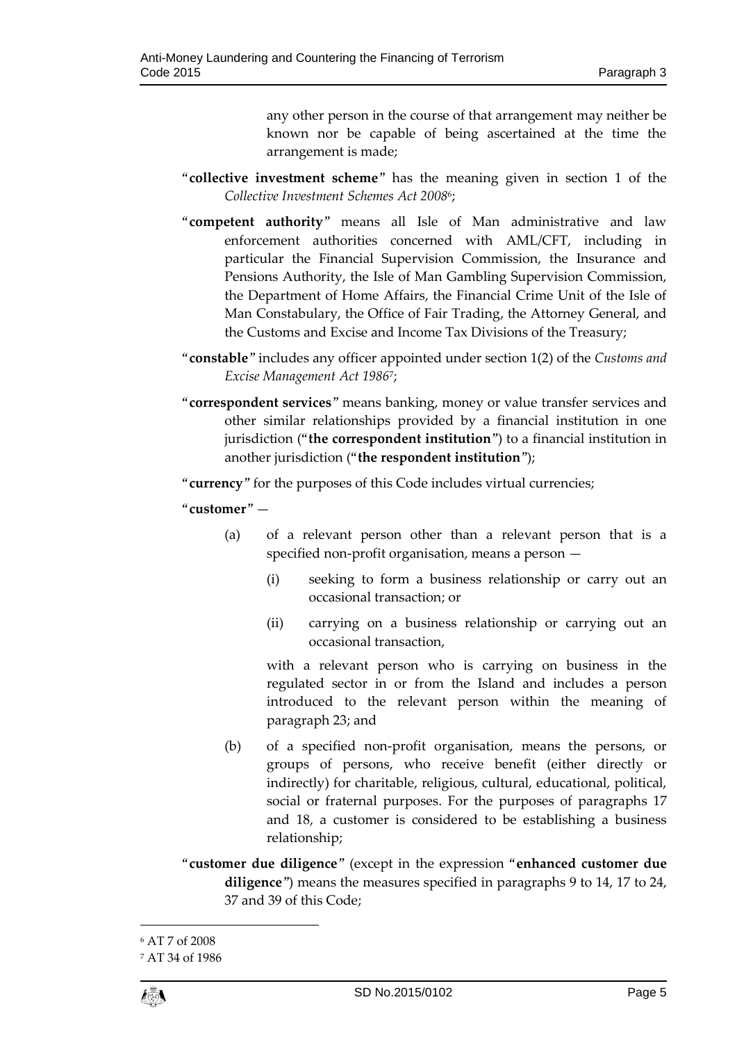any other person in the course of that arrangement may neither be known nor be capable of being ascertained at the time the arrangement is made;

"**collective investment scheme**" has the meaning given in section 1 of the *Collective Investment Schemes Act 2008*[6];

"**competent authority**" means all Isle of Man administrative and law enforcement authorities concerned with AML/CFT, including in particular the Financial Supervision Commission, the Insurance and Pensions Authority, the Isle of Man Gambling Supervision Commission, the Department of Home Affairs, the Financial Crime Unit of the Isle of Man Constabulary, the Office of Fair Trading, the Attorney General, and the Customs and Excise and Income Tax Divisions of the Treasury;

"**constable**" includes any officer appointed under section 1(2) of the *Customs and Excise Management Act 1986*[7];

"**correspondent services**" means banking, money or value transfer services and other similar relationships provided by a financial institution in one jurisdiction ("**the correspondent institution**") to a financial institution in another jurisdiction ("**the respondent institution**");

"**currency**" for the purposes of this Code includes virtual currencies;

"**customer**" —

(a) of a relevant person other than a relevant person that is a specified non-profit organisation, means a person —

  (i) seeking to form a business relationship or carry out an occasional transaction; or

  (ii) carrying on a business relationship or carrying out an occasional transaction,

  with a relevant person who is carrying on business in the regulated sector in or from the Island and includes a person introduced to the relevant person within the meaning of paragraph 23; and

(b) of a specified non-profit organisation, means the persons, or groups of persons, who receive benefit (either directly or indirectly) for charitable, religious, cultural, educational, political, social or fraternal purposes. For the purposes of paragraphs 17 and 18, a customer is considered to be establishing a business relationship;

"**customer due diligence**" (except in the expression "**enhanced customer due diligence**") means the measures specified in paragraphs 9 to 14, 17 to 24, 37 and 39 of this Code;

[6] AT 7 of 2008

[7] AT 34 of 1986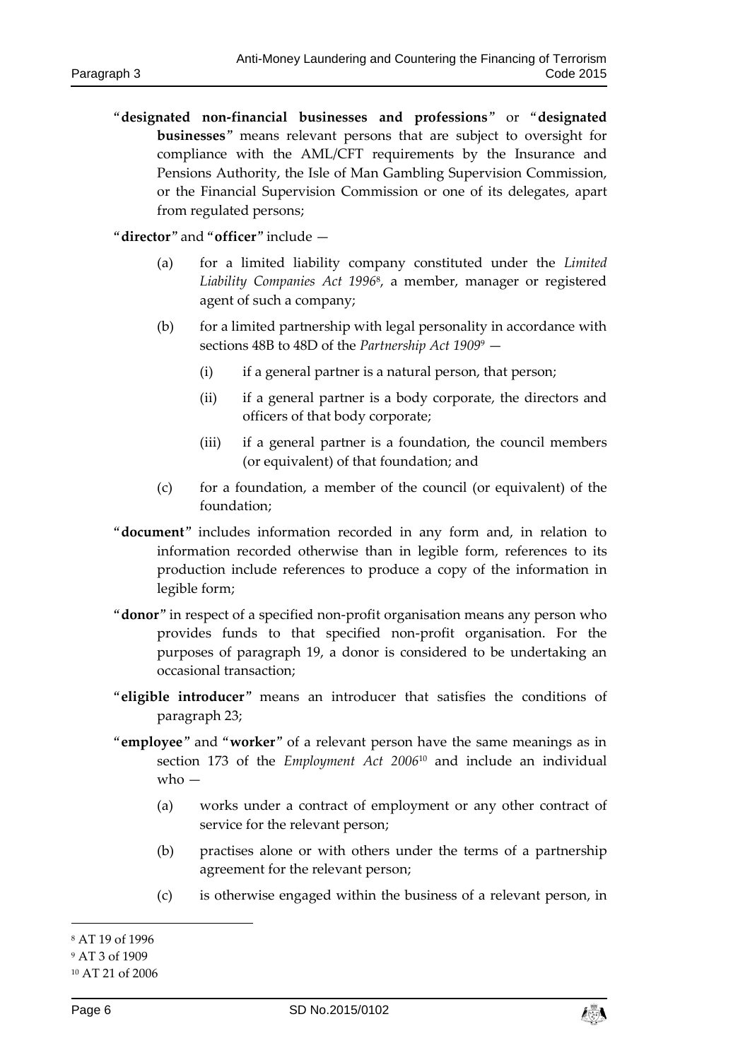"**designated non-financial businesses and professions**" or "**designated businesses**" means relevant persons that are subject to oversight for compliance with the AML/CFT requirements by the Insurance and Pensions Authority, the Isle of Man Gambling Supervision Commission, or the Financial Supervision Commission or one of its delegates, apart from regulated persons;

"**director**" and "**officer**" include —

(a) for a limited liability company constituted under the *Limited Liability Companies Act 1996*[8], a member, manager or registered agent of such a company;

(b) for a limited partnership with legal personality in accordance with sections 48B to 48D of the *Partnership Act 1909*[9] —

(i) if a general partner is a natural person, that person;

(ii) if a general partner is a body corporate, the directors and officers of that body corporate;

(iii) if a general partner is a foundation, the council members (or equivalent) of that foundation; and

(c) for a foundation, a member of the council (or equivalent) of the foundation;

"**document**" includes information recorded in any form and, in relation to information recorded otherwise than in legible form, references to its production include references to produce a copy of the information in legible form;

"**donor**" in respect of a specified non-profit organisation means any person who provides funds to that specified non-profit organisation. For the purposes of paragraph 19, a donor is considered to be undertaking an occasional transaction;

"**eligible introducer**" means an introducer that satisfies the conditions of paragraph 23;

"**employee**" and "**worker**" of a relevant person have the same meanings as in section 173 of the *Employment Act 2006*[10] and include an individual who —

(a) works under a contract of employment or any other contract of service for the relevant person;

(b) practises alone or with others under the terms of a partnership agreement for the relevant person;

(c) is otherwise engaged within the business of a relevant person, in

[8] AT 19 of 1996

[9] AT 3 of 1909

[10] AT 21 of 2006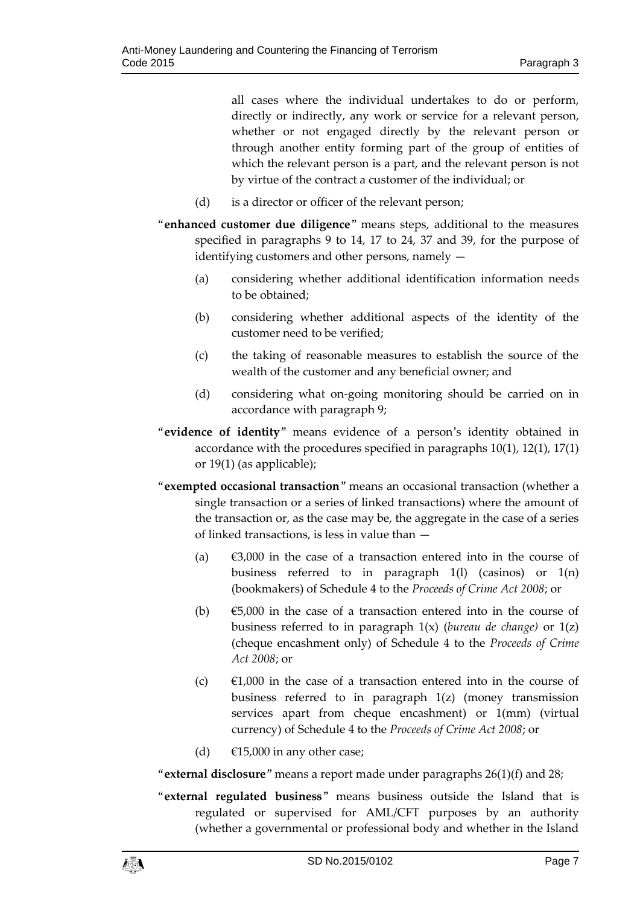all cases where the individual undertakes to do or perform, directly or indirectly, any work or service for a relevant person, whether or not engaged directly by the relevant person or through another entity forming part of the group of entities of which the relevant person is a part, and the relevant person is not by virtue of the contract a customer of the individual; or

(d) is a director or officer of the relevant person;

"**enhanced customer due diligence**" means steps, additional to the measures specified in paragraphs 9 to 14, 17 to 24, 37 and 39, for the purpose of identifying customers and other persons, namely —

(a) considering whether additional identification information needs to be obtained;

(b) considering whether additional aspects of the identity of the customer need to be verified;

(c) the taking of reasonable measures to establish the source of the wealth of the customer and any beneficial owner; and

(d) considering what on-going monitoring should be carried on in accordance with paragraph 9;

"**evidence of identity**" means evidence of a person's identity obtained in accordance with the procedures specified in paragraphs 10(1), 12(1), 17(1) or 19(1) (as applicable);

"**exempted occasional transaction**" means an occasional transaction (whether a single transaction or a series of linked transactions) where the amount of the transaction or, as the case may be, the aggregate in the case of a series of linked transactions, is less in value than —

(a) €3,000 in the case of a transaction entered into in the course of business referred to in paragraph 1(l) (casinos) or 1(n) (bookmakers) of Schedule 4 to the *Proceeds of Crime Act 2008*; or

(b) €5,000 in the case of a transaction entered into in the course of business referred to in paragraph 1(x) (*bureau de change)* or 1(z) (cheque encashment only) of Schedule 4 to the *Proceeds of Crime Act 2008*; or

(c) €1,000 in the case of a transaction entered into in the course of business referred to in paragraph 1(z) (money transmission services apart from cheque encashment) or 1(mm) (virtual currency) of Schedule 4 to the *Proceeds of Crime Act 2008*; or

(d) €15,000 in any other case;

"**external disclosure**" means a report made under paragraphs 26(1)(f) and 28;

"**external regulated business**" means business outside the Island that is regulated or supervised for AML/CFT purposes by an authority (whether a governmental or professional body and whether in the Island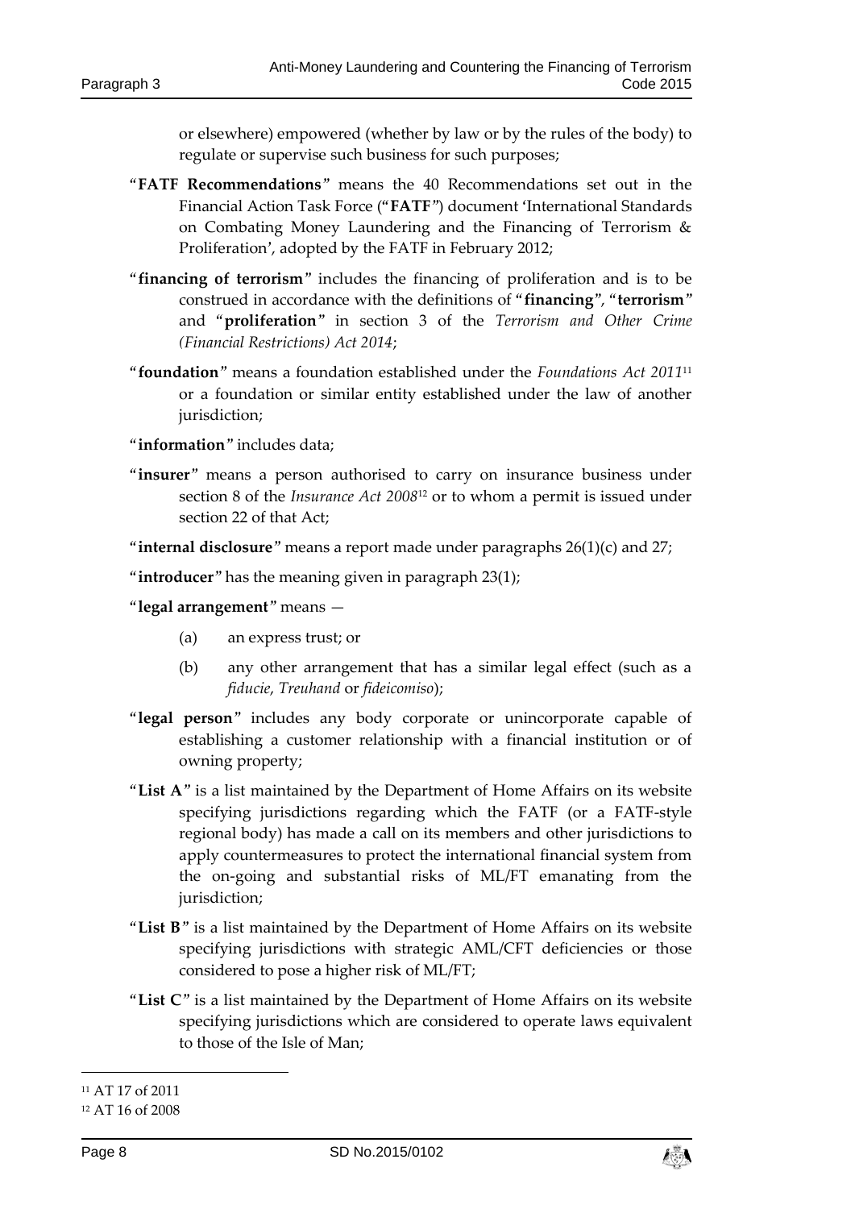or elsewhere) empowered (whether by law or by the rules of the body) to regulate or supervise such business for such purposes;

"**FATF Recommendations**" means the 40 Recommendations set out in the Financial Action Task Force ("**FATF**") document 'International Standards on Combating Money Laundering and the Financing of Terrorism & Proliferation', adopted by the FATF in February 2012;

"**financing of terrorism**" includes the financing of proliferation and is to be construed in accordance with the definitions of "**financing**", "**terrorism**" and "**proliferation**" in section 3 of the *Terrorism and Other Crime (Financial Restrictions) Act 2014*;

"**foundation**" means a foundation established under the *Foundations Act 2011*[11] or a foundation or similar entity established under the law of another jurisdiction;

"**information**" includes data;

"**insurer**" means a person authorised to carry on insurance business under section 8 of the *Insurance Act 2008*[12] or to whom a permit is issued under section 22 of that Act;

"**internal disclosure**" means a report made under paragraphs 26(1)(c) and 27;

"**introducer**" has the meaning given in paragraph 23(1);

"**legal arrangement**" means —

(a) an express trust; or

(b) any other arrangement that has a similar legal effect (such as a *fiducie*, *Treuhand* or *fideicomiso*);

"**legal person**" includes any body corporate or unincorporate capable of establishing a customer relationship with a financial institution or of owning property;

"**List A**" is a list maintained by the Department of Home Affairs on its website specifying jurisdictions regarding which the FATF (or a FATF-style regional body) has made a call on its members and other jurisdictions to apply countermeasures to protect the international financial system from the on-going and substantial risks of ML/FT emanating from the jurisdiction;

"**List B**" is a list maintained by the Department of Home Affairs on its website specifying jurisdictions with strategic AML/CFT deficiencies or those considered to pose a higher risk of ML/FT;

"**List C**" is a list maintained by the Department of Home Affairs on its website specifying jurisdictions which are considered to operate laws equivalent to those of the Isle of Man;

[11] AT 17 of 2011

[12] AT 16 of 2008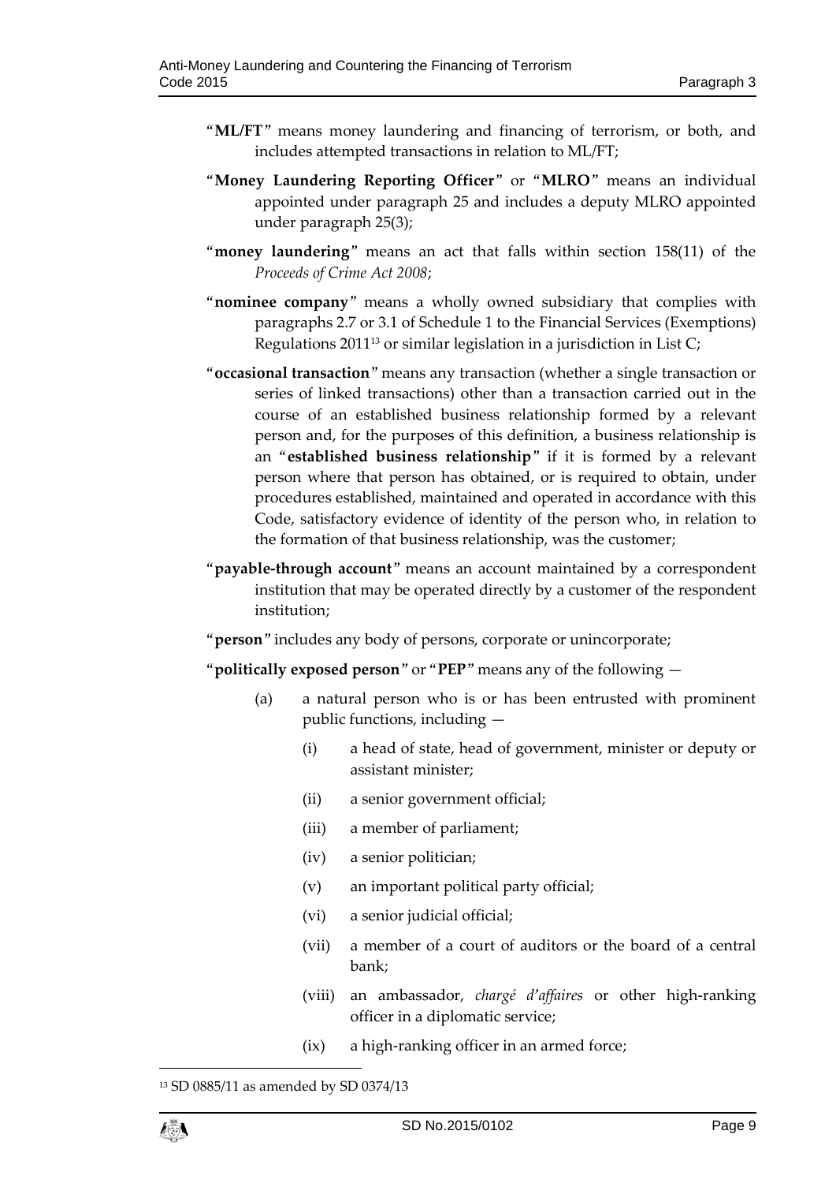"**ML/FT**" means money laundering and financing of terrorism, or both, and includes attempted transactions in relation to ML/FT;

"**Money Laundering Reporting Officer**" or "**MLRO**" means an individual appointed under paragraph 25 and includes a deputy MLRO appointed under paragraph 25(3);

"**money laundering**" means an act that falls within section 158(11) of the *Proceeds of Crime Act 2008*;

"**nominee company**" means a wholly owned subsidiary that complies with paragraphs 2.7 or 3.1 of Schedule 1 to the Financial Services (Exemptions) Regulations 2011[13] or similar legislation in a jurisdiction in List C;

"**occasional transaction**" means any transaction (whether a single transaction or series of linked transactions) other than a transaction carried out in the course of an established business relationship formed by a relevant person and, for the purposes of this definition, a business relationship is an "**established business relationship**" if it is formed by a relevant person where that person has obtained, or is required to obtain, under procedures established, maintained and operated in accordance with this Code, satisfactory evidence of identity of the person who, in relation to the formation of that business relationship, was the customer;

"**payable-through account**" means an account maintained by a correspondent institution that may be operated directly by a customer of the respondent institution;

"**person**" includes any body of persons, corporate or unincorporate;

"**politically exposed person**" or "**PEP**" means any of the following —

(a) a natural person who is or has been entrusted with prominent public functions, including —

(i) a head of state, head of government, minister or deputy or assistant minister;

(ii) a senior government official;

(iii) a member of parliament;

(iv) a senior politician;

(v) an important political party official;

(vi) a senior judicial official;

(vii) a member of a court of auditors or the board of a central bank;

(viii) an ambassador, *chargé d'affaires* or other high-ranking officer in a diplomatic service;

(ix) a high-ranking officer in an armed force;

---

[13] SD 0885/11 as amended by SD 0374/13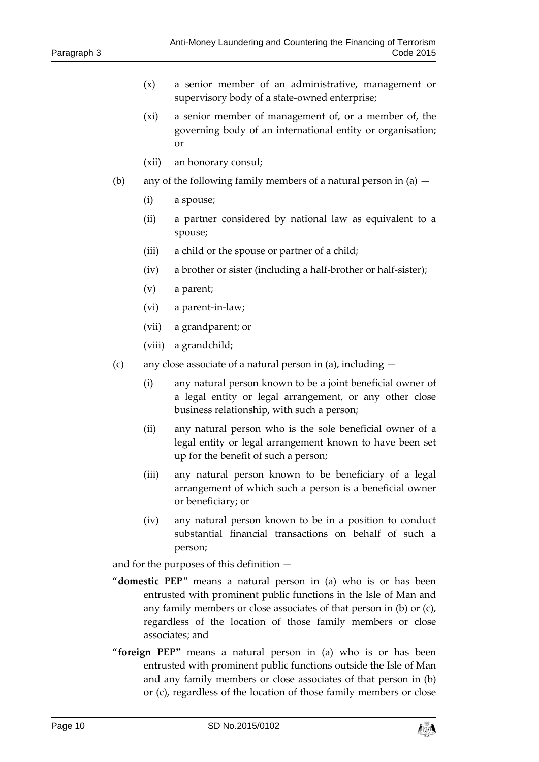(x) a senior member of an administrative, management or supervisory body of a state-owned enterprise;

(xi) a senior member of management of, or a member of, the governing body of an international entity or organisation; or

(xii) an honorary consul;

(b) any of the following family members of a natural person in (a) —

(i) a spouse;

(ii) a partner considered by national law as equivalent to a spouse;

(iii) a child or the spouse or partner of a child;

(iv) a brother or sister (including a half-brother or half-sister);

(v) a parent;

(vi) a parent-in-law;

(vii) a grandparent; or

(viii) a grandchild;

(c) any close associate of a natural person in (a), including —

(i) any natural person known to be a joint beneficial owner of a legal entity or legal arrangement, or any other close business relationship, with such a person;

(ii) any natural person who is the sole beneficial owner of a legal entity or legal arrangement known to have been set up for the benefit of such a person;

(iii) any natural person known to be beneficiary of a legal arrangement of which such a person is a beneficial owner or beneficiary; or

(iv) any natural person known to be in a position to conduct substantial financial transactions on behalf of such a person;

and for the purposes of this definition —

"**domestic PEP**" means a natural person in (a) who is or has been entrusted with prominent public functions in the Isle of Man and any family members or close associates of that person in (b) or (c), regardless of the location of those family members or close associates; and

"**foreign PEP**" means a natural person in (a) who is or has been entrusted with prominent public functions outside the Isle of Man and any family members or close associates of that person in (b) or (c), regardless of the location of those family members or close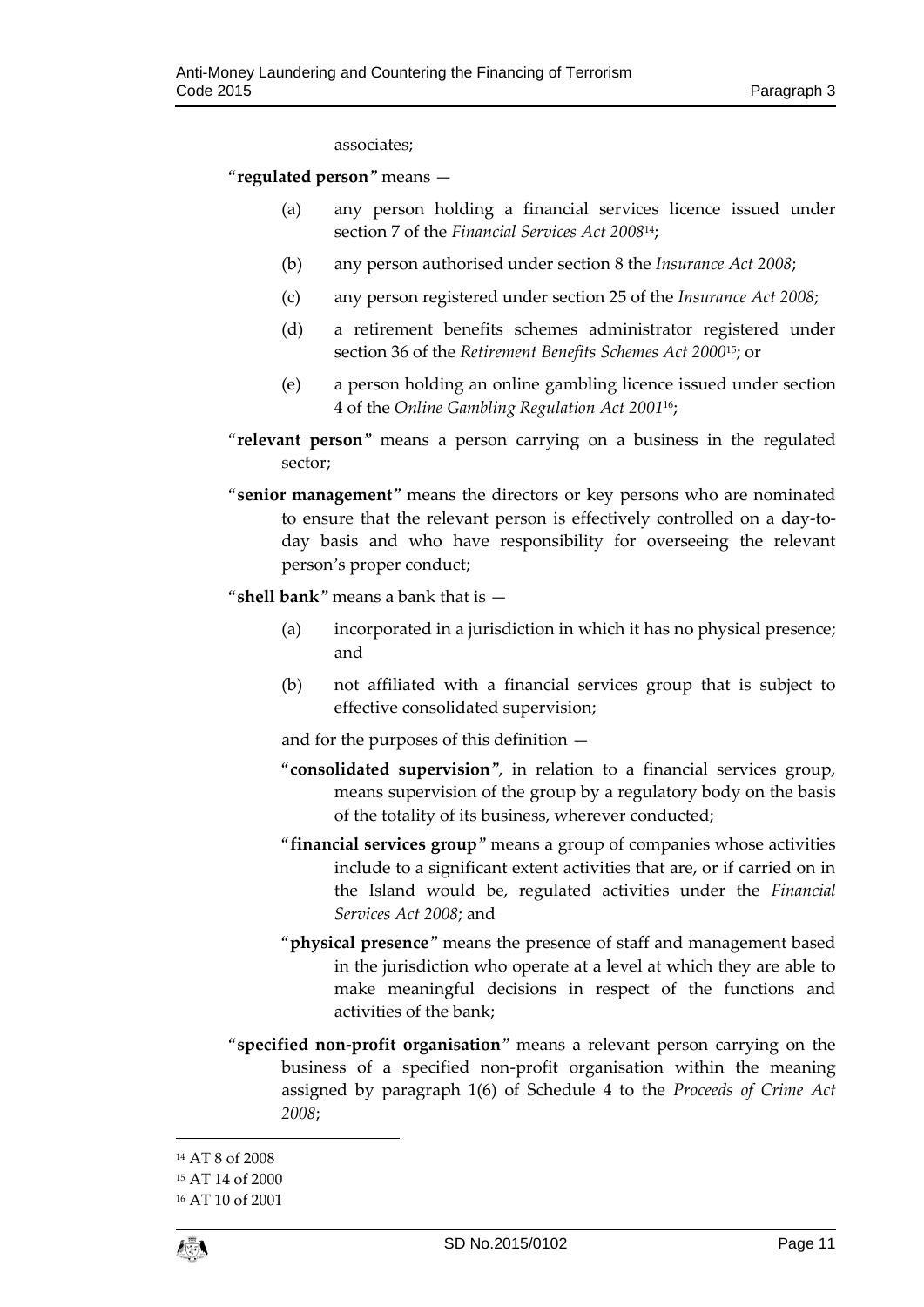associates;

"**regulated person**" means —

(a) any person holding a financial services licence issued under section 7 of the *Financial Services Act 2008*[14];

(b) any person authorised under section 8 the *Insurance Act 2008*;

(c) any person registered under section 25 of the *Insurance Act 2008*;

(d) a retirement benefits schemes administrator registered under section 36 of the *Retirement Benefits Schemes Act 2000*[15]; or

(e) a person holding an online gambling licence issued under section 4 of the *Online Gambling Regulation Act 2001*[16];

"**relevant person**" means a person carrying on a business in the regulated sector;

"**senior management**" means the directors or key persons who are nominated to ensure that the relevant person is effectively controlled on a day-to-day basis and who have responsibility for overseeing the relevant person's proper conduct;

"**shell bank**" means a bank that is —

(a) incorporated in a jurisdiction in which it has no physical presence; and

(b) not affiliated with a financial services group that is subject to effective consolidated supervision;

and for the purposes of this definition —

"**consolidated supervision**", in relation to a financial services group, means supervision of the group by a regulatory body on the basis of the totality of its business, wherever conducted;

"**financial services group**" means a group of companies whose activities include to a significant extent activities that are, or if carried on in the Island would be, regulated activities under the *Financial Services Act 2008*; and

"**physical presence**" means the presence of staff and management based in the jurisdiction who operate at a level at which they are able to make meaningful decisions in respect of the functions and activities of the bank;

"**specified non-profit organisation**" means a relevant person carrying on the business of a specified non-profit organisation within the meaning assigned by paragraph 1(6) of Schedule 4 to the *Proceeds of Crime Act 2008*;

---

[14] AT 8 of 2008

[15] AT 14 of 2000

[16] AT 10 of 2001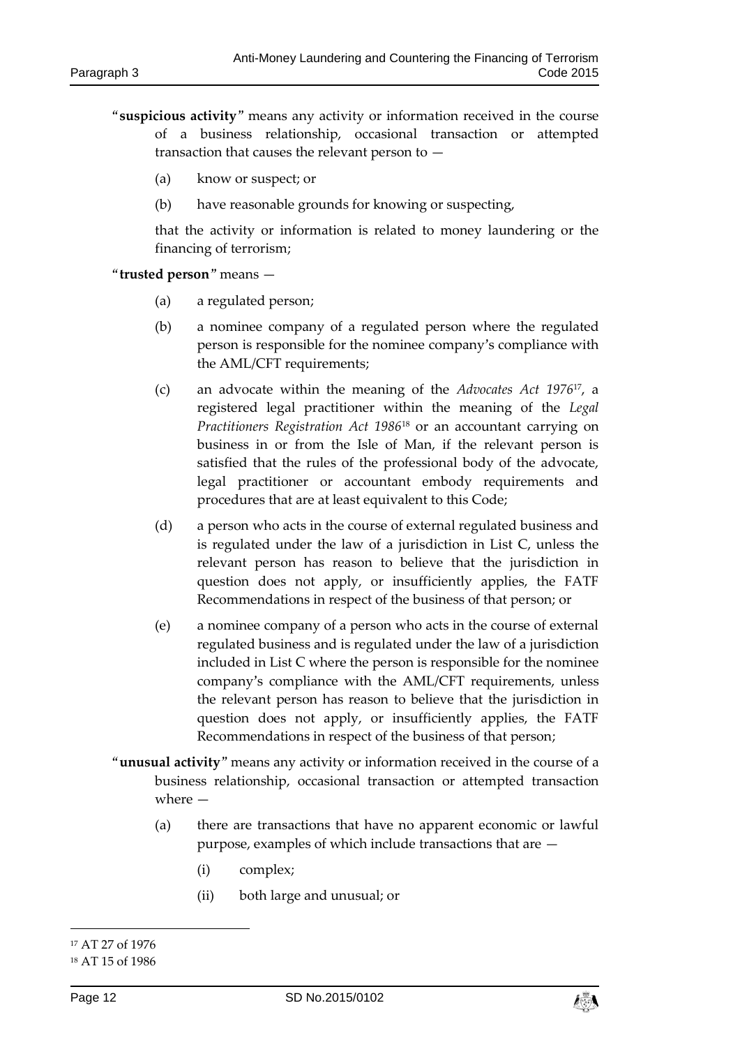"**suspicious activity**" means any activity or information received in the course of a business relationship, occasional transaction or attempted transaction that causes the relevant person to —

(a) know or suspect; or

(b) have reasonable grounds for knowing or suspecting,

that the activity or information is related to money laundering or the financing of terrorism;

"**trusted person**" means —

(a) a regulated person;

(b) a nominee company of a regulated person where the regulated person is responsible for the nominee company's compliance with the AML/CFT requirements;

(c) an advocate within the meaning of the *Advocates Act 1976*[17], a registered legal practitioner within the meaning of the *Legal Practitioners Registration Act 1986*[18] or an accountant carrying on business in or from the Isle of Man, if the relevant person is satisfied that the rules of the professional body of the advocate, legal practitioner or accountant embody requirements and procedures that are at least equivalent to this Code;

(d) a person who acts in the course of external regulated business and is regulated under the law of a jurisdiction in List C, unless the relevant person has reason to believe that the jurisdiction in question does not apply, or insufficiently applies, the FATF Recommendations in respect of the business of that person; or

(e) a nominee company of a person who acts in the course of external regulated business and is regulated under the law of a jurisdiction included in List C where the person is responsible for the nominee company's compliance with the AML/CFT requirements, unless the relevant person has reason to believe that the jurisdiction in question does not apply, or insufficiently applies, the FATF Recommendations in respect of the business of that person;

"**unusual activity**" means any activity or information received in the course of a business relationship, occasional transaction or attempted transaction where —

(a) there are transactions that have no apparent economic or lawful purpose, examples of which include transactions that are —

(i) complex;

(ii) both large and unusual; or

[17] AT 27 of 1976

[18] AT 15 of 1986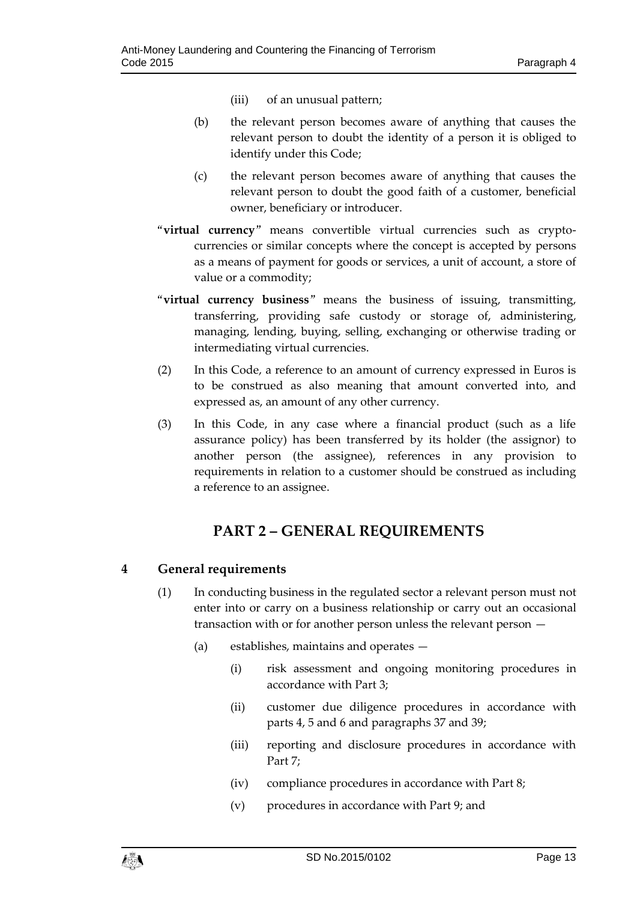(iii) of an unusual pattern;

(b) the relevant person becomes aware of anything that causes the relevant person to doubt the identity of a person it is obliged to identify under this Code;

(c) the relevant person becomes aware of anything that causes the relevant person to doubt the good faith of a customer, beneficial owner, beneficiary or introducer.

"**virtual currency**" means convertible virtual currencies such as crypto-currencies or similar concepts where the concept is accepted by persons as a means of payment for goods or services, a unit of account, a store of value or a commodity;

"**virtual currency business**" means the business of issuing, transmitting, transferring, providing safe custody or storage of, administering, managing, lending, buying, selling, exchanging or otherwise trading or intermediating virtual currencies.

(2) In this Code, a reference to an amount of currency expressed in Euros is to be construed as also meaning that amount converted into, and expressed as, an amount of any other currency.

(3) In this Code, in any case where a financial product (such as a life assurance policy) has been transferred by its holder (the assignor) to another person (the assignee), references in any provision to requirements in relation to a customer should be construed as including a reference to an assignee.

# PART 2 – GENERAL REQUIREMENTS

## 4 General requirements

(1) In conducting business in the regulated sector a relevant person must not enter into or carry on a business relationship or carry out an occasional transaction with or for another person unless the relevant person —

(a) establishes, maintains and operates —

(i) risk assessment and ongoing monitoring procedures in accordance with Part 3;

(ii) customer due diligence procedures in accordance with parts 4, 5 and 6 and paragraphs 37 and 39;

(iii) reporting and disclosure procedures in accordance with Part 7;

(iv) compliance procedures in accordance with Part 8;

(v) procedures in accordance with Part 9; and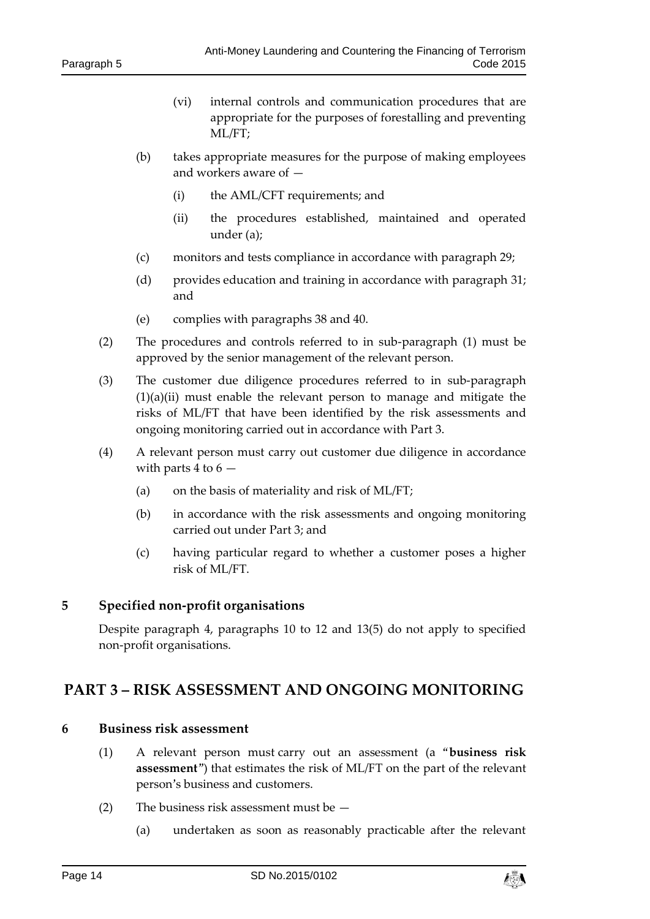(vi) internal controls and communication procedures that are appropriate for the purposes of forestalling and preventing ML/FT;

(b) takes appropriate measures for the purpose of making employees and workers aware of —

(i) the AML/CFT requirements; and

(ii) the procedures established, maintained and operated under (a);

(c) monitors and tests compliance in accordance with paragraph 29;

(d) provides education and training in accordance with paragraph 31; and

(e) complies with paragraphs 38 and 40.

(2) The procedures and controls referred to in sub-paragraph (1) must be approved by the senior management of the relevant person.

(3) The customer due diligence procedures referred to in sub-paragraph (1)(a)(ii) must enable the relevant person to manage and mitigate the risks of ML/FT that have been identified by the risk assessments and ongoing monitoring carried out in accordance with Part 3.

(4) A relevant person must carry out customer due diligence in accordance with parts 4 to 6 —

(a) on the basis of materiality and risk of ML/FT;

(b) in accordance with the risk assessments and ongoing monitoring carried out under Part 3; and

(c) having particular regard to whether a customer poses a higher risk of ML/FT.

### 5 Specified non-profit organisations

Despite paragraph 4, paragraphs 10 to 12 and 13(5) do not apply to specified non-profit organisations.

## PART 3 – RISK ASSESSMENT AND ONGOING MONITORING

### 6 Business risk assessment

(1) A relevant person must carry out an assessment (a "**business risk assessment**") that estimates the risk of ML/FT on the part of the relevant person's business and customers.

(2) The business risk assessment must be —

(a) undertaken as soon as reasonably practicable after the relevant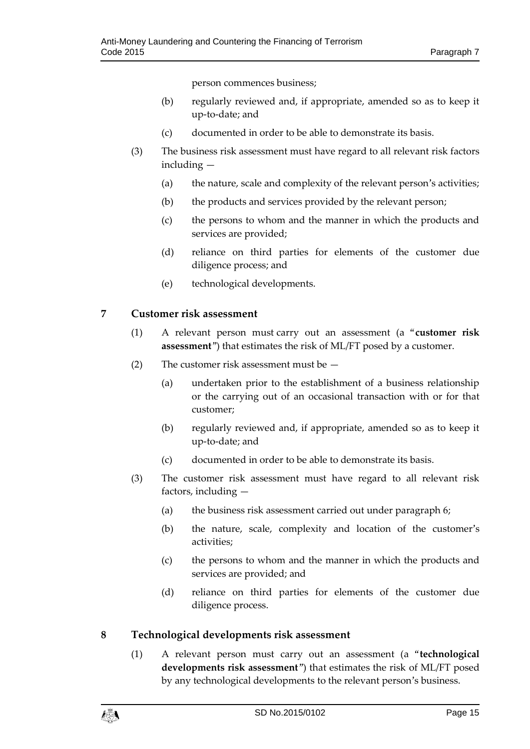person commences business;

(b) regularly reviewed and, if appropriate, amended so as to keep it up-to-date; and

(c) documented in order to be able to demonstrate its basis.

(3) The business risk assessment must have regard to all relevant risk factors including —

(a) the nature, scale and complexity of the relevant person's activities;

(b) the products and services provided by the relevant person;

(c) the persons to whom and the manner in which the products and services are provided;

(d) reliance on third parties for elements of the customer due diligence process; and

(e) technological developments.

## 7 Customer risk assessment

(1) A relevant person must carry out an assessment (a "**customer risk assessment**") that estimates the risk of ML/FT posed by a customer.

(2) The customer risk assessment must be —

(a) undertaken prior to the establishment of a business relationship or the carrying out of an occasional transaction with or for that customer;

(b) regularly reviewed and, if appropriate, amended so as to keep it up-to-date; and

(c) documented in order to be able to demonstrate its basis.

(3) The customer risk assessment must have regard to all relevant risk factors, including —

(a) the business risk assessment carried out under paragraph 6;

(b) the nature, scale, complexity and location of the customer's activities;

(c) the persons to whom and the manner in which the products and services are provided; and

(d) reliance on third parties for elements of the customer due diligence process.

## 8 Technological developments risk assessment

(1) A relevant person must carry out an assessment (a "**technological developments risk assessment**") that estimates the risk of ML/FT posed by any technological developments to the relevant person's business.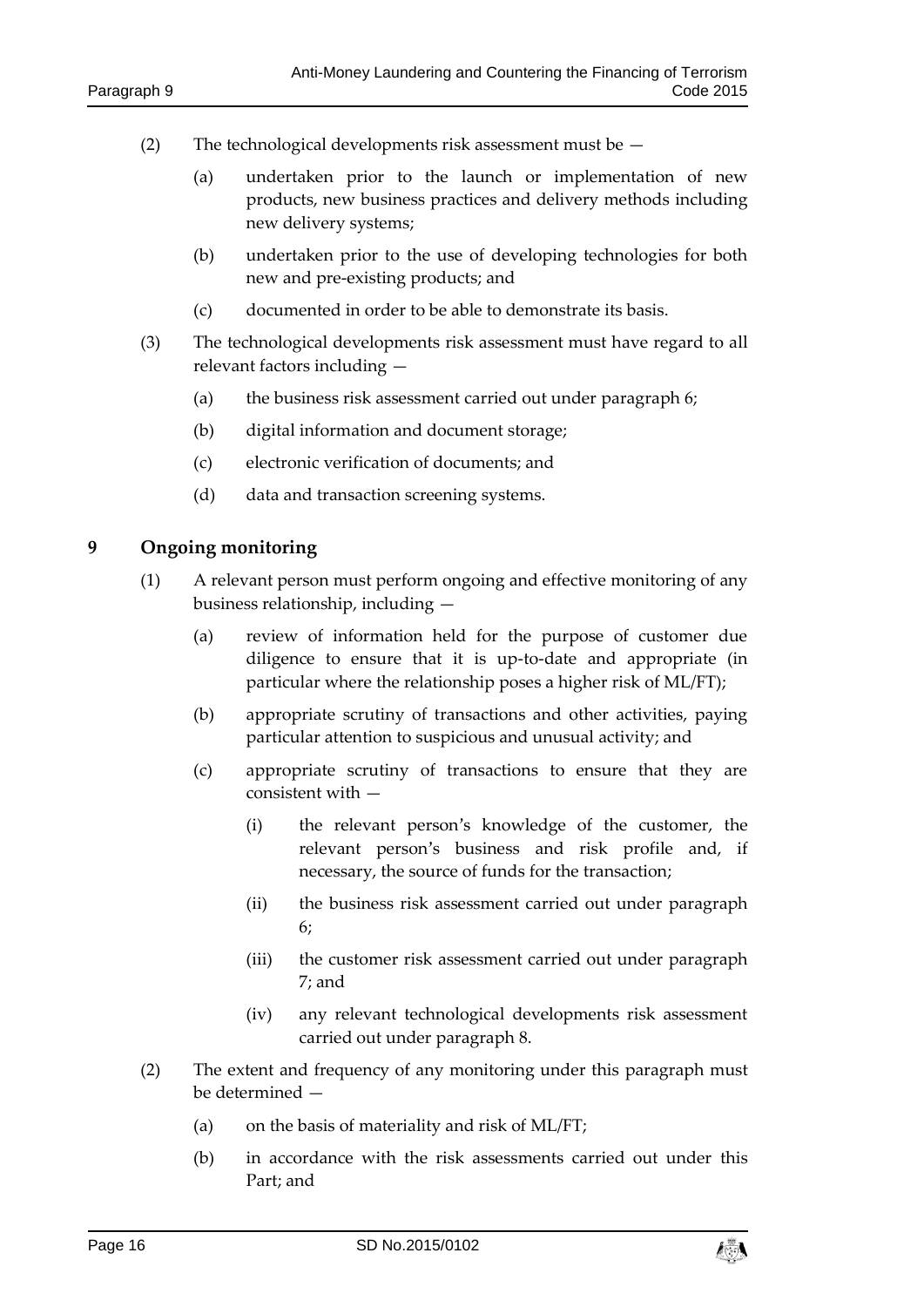(2) The technological developments risk assessment must be —

(a) undertaken prior to the launch or implementation of new products, new business practices and delivery methods including new delivery systems;

(b) undertaken prior to the use of developing technologies for both new and pre-existing products; and

(c) documented in order to be able to demonstrate its basis.

(3) The technological developments risk assessment must have regard to all relevant factors including —

(a) the business risk assessment carried out under paragraph 6;

(b) digital information and document storage;

(c) electronic verification of documents; and

(d) data and transaction screening systems.

## 9 Ongoing monitoring

(1) A relevant person must perform ongoing and effective monitoring of any business relationship, including —

(a) review of information held for the purpose of customer due diligence to ensure that it is up-to-date and appropriate (in particular where the relationship poses a higher risk of ML/FT);

(b) appropriate scrutiny of transactions and other activities, paying particular attention to suspicious and unusual activity; and

(c) appropriate scrutiny of transactions to ensure that they are consistent with —

(i) the relevant person's knowledge of the customer, the relevant person's business and risk profile and, if necessary, the source of funds for the transaction;

(ii) the business risk assessment carried out under paragraph 6;

(iii) the customer risk assessment carried out under paragraph 7; and

(iv) any relevant technological developments risk assessment carried out under paragraph 8.

(2) The extent and frequency of any monitoring under this paragraph must be determined —

(a) on the basis of materiality and risk of ML/FT;

(b) in accordance with the risk assessments carried out under this Part; and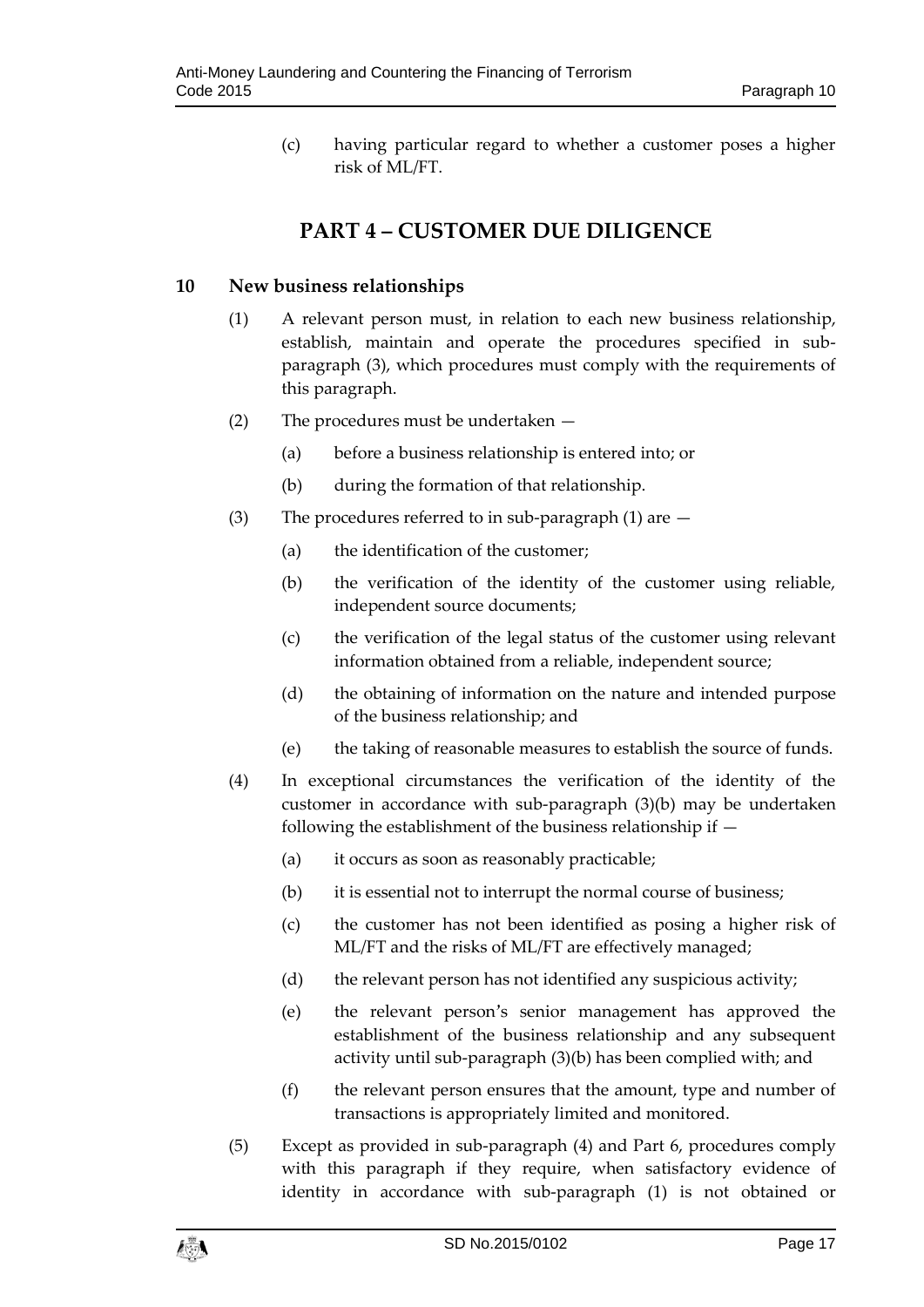(c) having particular regard to whether a customer poses a higher risk of ML/FT.

## PART 4 – CUSTOMER DUE DILIGENCE

### 10 New business relationships

(1) A relevant person must, in relation to each new business relationship, establish, maintain and operate the procedures specified in sub-paragraph (3), which procedures must comply with the requirements of this paragraph.

(2) The procedures must be undertaken —

(a) before a business relationship is entered into; or

(b) during the formation of that relationship.

(3) The procedures referred to in sub-paragraph (1) are —

(a) the identification of the customer;

(b) the verification of the identity of the customer using reliable, independent source documents;

(c) the verification of the legal status of the customer using relevant information obtained from a reliable, independent source;

(d) the obtaining of information on the nature and intended purpose of the business relationship; and

(e) the taking of reasonable measures to establish the source of funds.

(4) In exceptional circumstances the verification of the identity of the customer in accordance with sub-paragraph (3)(b) may be undertaken following the establishment of the business relationship if —

(a) it occurs as soon as reasonably practicable;

(b) it is essential not to interrupt the normal course of business;

(c) the customer has not been identified as posing a higher risk of ML/FT and the risks of ML/FT are effectively managed;

(d) the relevant person has not identified any suspicious activity;

(e) the relevant person's senior management has approved the establishment of the business relationship and any subsequent activity until sub-paragraph (3)(b) has been complied with; and

(f) the relevant person ensures that the amount, type and number of transactions is appropriately limited and monitored.

(5) Except as provided in sub-paragraph (4) and Part 6, procedures comply with this paragraph if they require, when satisfactory evidence of identity in accordance with sub-paragraph (1) is not obtained or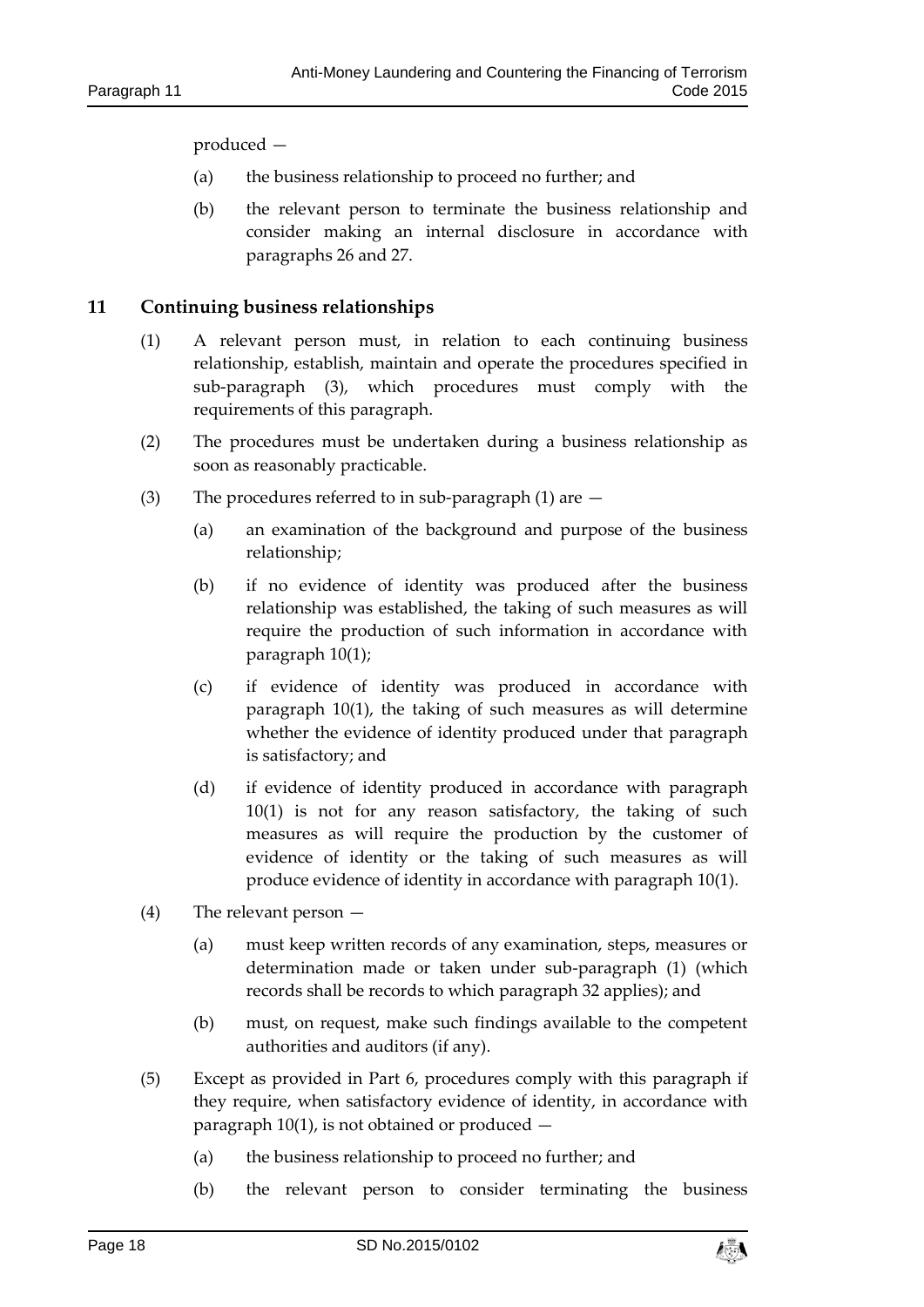produced —

(a) the business relationship to proceed no further; and

(b) the relevant person to terminate the business relationship and consider making an internal disclosure in accordance with paragraphs 26 and 27.

## 11 Continuing business relationships

(1) A relevant person must, in relation to each continuing business relationship, establish, maintain and operate the procedures specified in sub-paragraph (3), which procedures must comply with the requirements of this paragraph.

(2) The procedures must be undertaken during a business relationship as soon as reasonably practicable.

(3) The procedures referred to in sub-paragraph (1) are —

(a) an examination of the background and purpose of the business relationship;

(b) if no evidence of identity was produced after the business relationship was established, the taking of such measures as will require the production of such information in accordance with paragraph 10(1);

(c) if evidence of identity was produced in accordance with paragraph 10(1), the taking of such measures as will determine whether the evidence of identity produced under that paragraph is satisfactory; and

(d) if evidence of identity produced in accordance with paragraph 10(1) is not for any reason satisfactory, the taking of such measures as will require the production by the customer of evidence of identity or the taking of such measures as will produce evidence of identity in accordance with paragraph 10(1).

(4) The relevant person —

(a) must keep written records of any examination, steps, measures or determination made or taken under sub-paragraph (1) (which records shall be records to which paragraph 32 applies); and

(b) must, on request, make such findings available to the competent authorities and auditors (if any).

(5) Except as provided in Part 6, procedures comply with this paragraph if they require, when satisfactory evidence of identity, in accordance with paragraph 10(1), is not obtained or produced —

(a) the business relationship to proceed no further; and

(b) the relevant person to consider terminating the business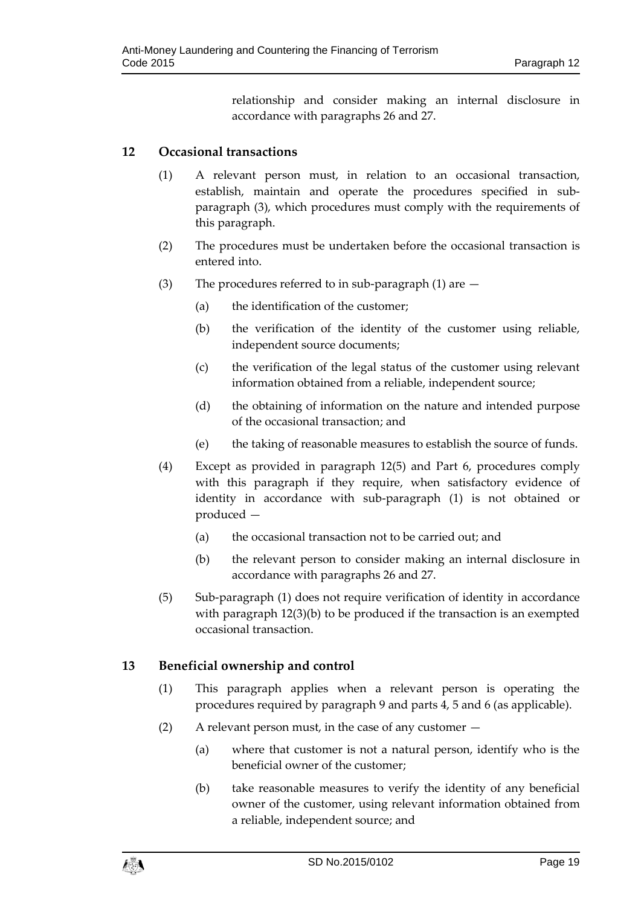relationship and consider making an internal disclosure in accordance with paragraphs 26 and 27.

## 12 Occasional transactions

(1) A relevant person must, in relation to an occasional transaction, establish, maintain and operate the procedures specified in sub-paragraph (3), which procedures must comply with the requirements of this paragraph.

(2) The procedures must be undertaken before the occasional transaction is entered into.

(3) The procedures referred to in sub-paragraph (1) are —

(a) the identification of the customer;

(b) the verification of the identity of the customer using reliable, independent source documents;

(c) the verification of the legal status of the customer using relevant information obtained from a reliable, independent source;

(d) the obtaining of information on the nature and intended purpose of the occasional transaction; and

(e) the taking of reasonable measures to establish the source of funds.

(4) Except as provided in paragraph 12(5) and Part 6, procedures comply with this paragraph if they require, when satisfactory evidence of identity in accordance with sub-paragraph (1) is not obtained or produced —

(a) the occasional transaction not to be carried out; and

(b) the relevant person to consider making an internal disclosure in accordance with paragraphs 26 and 27.

(5) Sub-paragraph (1) does not require verification of identity in accordance with paragraph 12(3)(b) to be produced if the transaction is an exempted occasional transaction.

## 13 Beneficial ownership and control

(1) This paragraph applies when a relevant person is operating the procedures required by paragraph 9 and parts 4, 5 and 6 (as applicable).

(2) A relevant person must, in the case of any customer —

(a) where that customer is not a natural person, identify who is the beneficial owner of the customer;

(b) take reasonable measures to verify the identity of any beneficial owner of the customer, using relevant information obtained from a reliable, independent source; and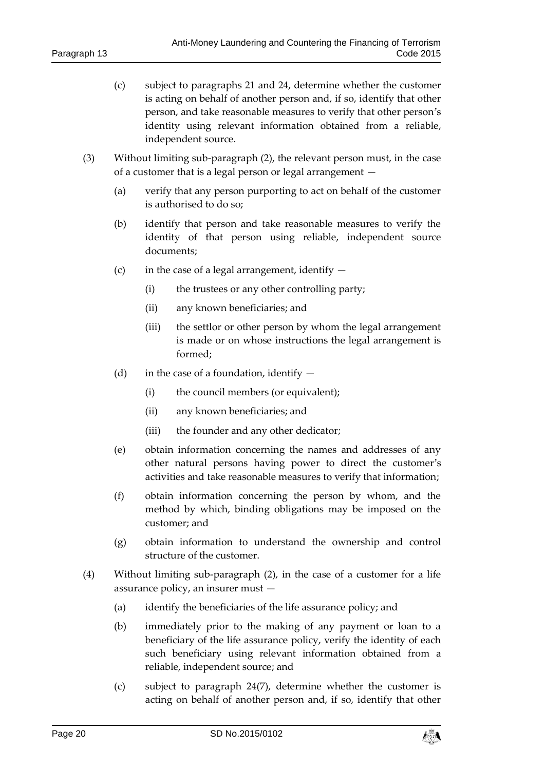(c) subject to paragraphs 21 and 24, determine whether the customer is acting on behalf of another person and, if so, identify that other person, and take reasonable measures to verify that other person's identity using relevant information obtained from a reliable, independent source.

(3) Without limiting sub-paragraph (2), the relevant person must, in the case of a customer that is a legal person or legal arrangement —

(a) verify that any person purporting to act on behalf of the customer is authorised to do so;

(b) identify that person and take reasonable measures to verify the identity of that person using reliable, independent source documents;

(c) in the case of a legal arrangement, identify —

(i) the trustees or any other controlling party;

(ii) any known beneficiaries; and

(iii) the settlor or other person by whom the legal arrangement is made or on whose instructions the legal arrangement is formed;

(d) in the case of a foundation, identify —

(i) the council members (or equivalent);

(ii) any known beneficiaries; and

(iii) the founder and any other dedicator;

(e) obtain information concerning the names and addresses of any other natural persons having power to direct the customer's activities and take reasonable measures to verify that information;

(f) obtain information concerning the person by whom, and the method by which, binding obligations may be imposed on the customer; and

(g) obtain information to understand the ownership and control structure of the customer.

(4) Without limiting sub-paragraph (2), in the case of a customer for a life assurance policy, an insurer must —

(a) identify the beneficiaries of the life assurance policy; and

(b) immediately prior to the making of any payment or loan to a beneficiary of the life assurance policy, verify the identity of each such beneficiary using relevant information obtained from a reliable, independent source; and

(c) subject to paragraph 24(7), determine whether the customer is acting on behalf of another person and, if so, identify that other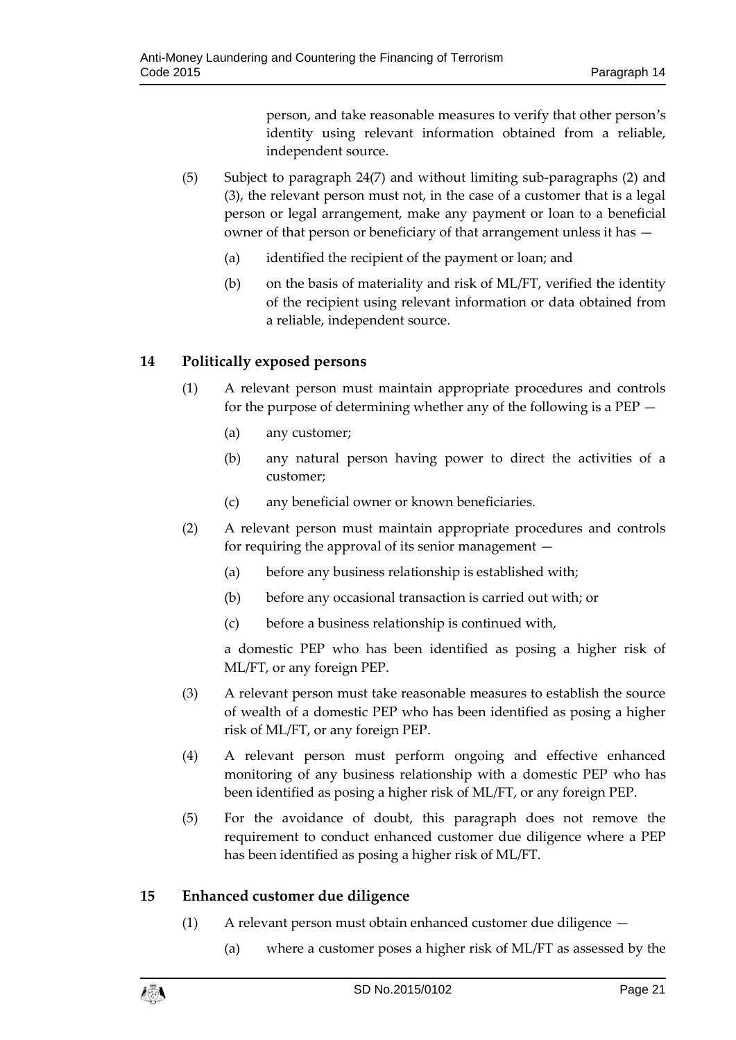person, and take reasonable measures to verify that other person's identity using relevant information obtained from a reliable, independent source.

(5) Subject to paragraph 24(7) and without limiting sub-paragraphs (2) and (3), the relevant person must not, in the case of a customer that is a legal person or legal arrangement, make any payment or loan to a beneficial owner of that person or beneficiary of that arrangement unless it has —

(a) identified the recipient of the payment or loan; and

(b) on the basis of materiality and risk of ML/FT, verified the identity of the recipient using relevant information or data obtained from a reliable, independent source.

## 14 Politically exposed persons

(1) A relevant person must maintain appropriate procedures and controls for the purpose of determining whether any of the following is a PEP —

(a) any customer;

(b) any natural person having power to direct the activities of a customer;

(c) any beneficial owner or known beneficiaries.

(2) A relevant person must maintain appropriate procedures and controls for requiring the approval of its senior management —

(a) before any business relationship is established with;

(b) before any occasional transaction is carried out with; or

(c) before a business relationship is continued with,

a domestic PEP who has been identified as posing a higher risk of ML/FT, or any foreign PEP.

(3) A relevant person must take reasonable measures to establish the source of wealth of a domestic PEP who has been identified as posing a higher risk of ML/FT, or any foreign PEP.

(4) A relevant person must perform ongoing and effective enhanced monitoring of any business relationship with a domestic PEP who has been identified as posing a higher risk of ML/FT, or any foreign PEP.

(5) For the avoidance of doubt, this paragraph does not remove the requirement to conduct enhanced customer due diligence where a PEP has been identified as posing a higher risk of ML/FT.

## 15 Enhanced customer due diligence

(1) A relevant person must obtain enhanced customer due diligence —

(a) where a customer poses a higher risk of ML/FT as assessed by the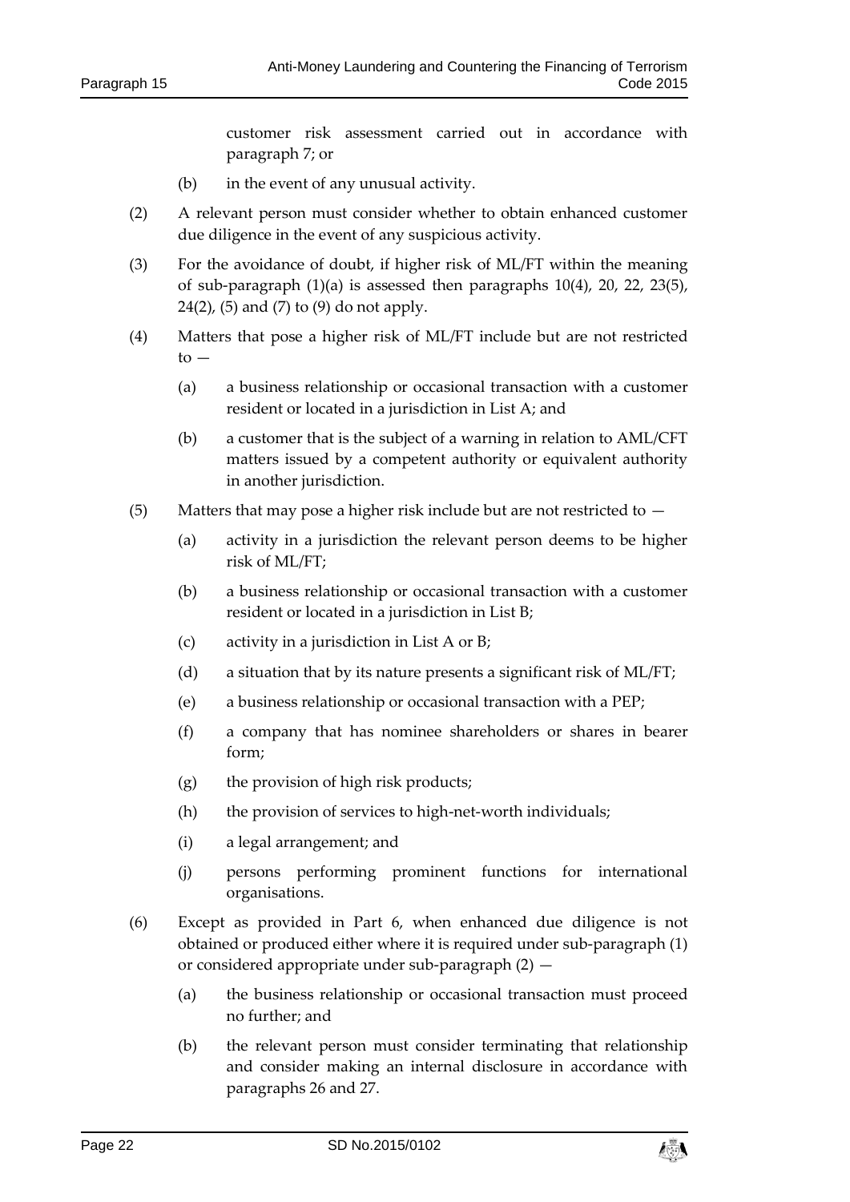customer risk assessment carried out in accordance with paragraph 7; or

(b) in the event of any unusual activity.

(2) A relevant person must consider whether to obtain enhanced customer due diligence in the event of any suspicious activity.

(3) For the avoidance of doubt, if higher risk of ML/FT within the meaning of sub-paragraph (1)(a) is assessed then paragraphs 10(4), 20, 22, 23(5), 24(2), (5) and (7) to (9) do not apply.

(4) Matters that pose a higher risk of ML/FT include but are not restricted to —

(a) a business relationship or occasional transaction with a customer resident or located in a jurisdiction in List A; and

(b) a customer that is the subject of a warning in relation to AML/CFT matters issued by a competent authority or equivalent authority in another jurisdiction.

(5) Matters that may pose a higher risk include but are not restricted to —

(a) activity in a jurisdiction the relevant person deems to be higher risk of ML/FT;

(b) a business relationship or occasional transaction with a customer resident or located in a jurisdiction in List B;

(c) activity in a jurisdiction in List A or B;

(d) a situation that by its nature presents a significant risk of ML/FT;

(e) a business relationship or occasional transaction with a PEP;

(f) a company that has nominee shareholders or shares in bearer form;

(g) the provision of high risk products;

(h) the provision of services to high-net-worth individuals;

(i) a legal arrangement; and

(j) persons performing prominent functions for international organisations.

(6) Except as provided in Part 6, when enhanced due diligence is not obtained or produced either where it is required under sub-paragraph (1) or considered appropriate under sub-paragraph (2) —

(a) the business relationship or occasional transaction must proceed no further; and

(b) the relevant person must consider terminating that relationship and consider making an internal disclosure in accordance with paragraphs 26 and 27.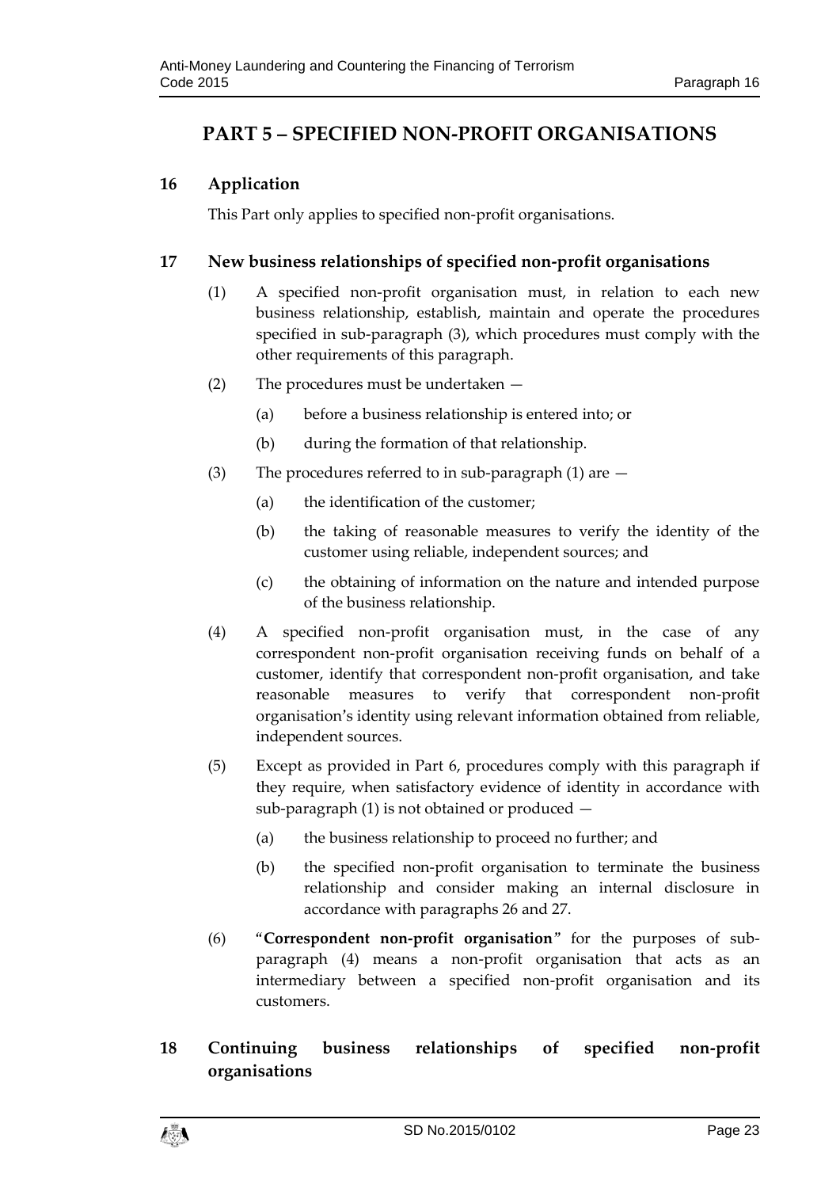# PART 5 – SPECIFIED NON-PROFIT ORGANISATIONS

## 16 Application

This Part only applies to specified non-profit organisations.

## 17 New business relationships of specified non-profit organisations

(1) A specified non-profit organisation must, in relation to each new business relationship, establish, maintain and operate the procedures specified in sub-paragraph (3), which procedures must comply with the other requirements of this paragraph.

(2) The procedures must be undertaken —

(a) before a business relationship is entered into; or

(b) during the formation of that relationship.

(3) The procedures referred to in sub-paragraph (1) are —

(a) the identification of the customer;

(b) the taking of reasonable measures to verify the identity of the customer using reliable, independent sources; and

(c) the obtaining of information on the nature and intended purpose of the business relationship.

(4) A specified non-profit organisation must, in the case of any correspondent non-profit organisation receiving funds on behalf of a customer, identify that correspondent non-profit organisation, and take reasonable measures to verify that correspondent non-profit organisation's identity using relevant information obtained from reliable, independent sources.

(5) Except as provided in Part 6, procedures comply with this paragraph if they require, when satisfactory evidence of identity in accordance with sub-paragraph (1) is not obtained or produced —

(a) the business relationship to proceed no further; and

(b) the specified non-profit organisation to terminate the business relationship and consider making an internal disclosure in accordance with paragraphs 26 and 27.

(6) "**Correspondent non-profit organisation**" for the purposes of sub-paragraph (4) means a non-profit organisation that acts as an intermediary between a specified non-profit organisation and its customers.

## 18 Continuing business relationships of specified non-profit organisations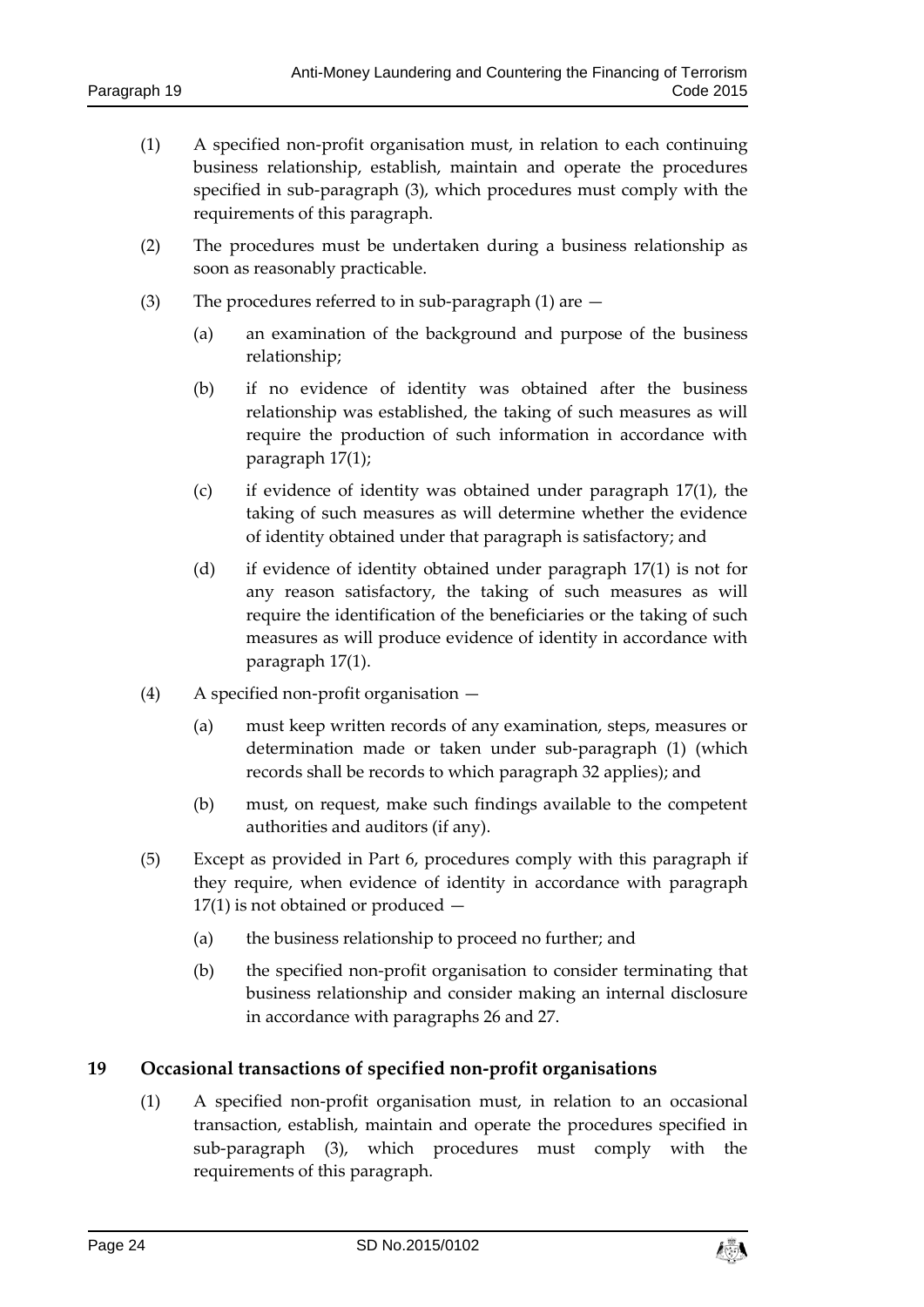(1) A specified non-profit organisation must, in relation to each continuing business relationship, establish, maintain and operate the procedures specified in sub-paragraph (3), which procedures must comply with the requirements of this paragraph.

(2) The procedures must be undertaken during a business relationship as soon as reasonably practicable.

(3) The procedures referred to in sub-paragraph (1) are —

(a) an examination of the background and purpose of the business relationship;

(b) if no evidence of identity was obtained after the business relationship was established, the taking of such measures as will require the production of such information in accordance with paragraph 17(1);

(c) if evidence of identity was obtained under paragraph 17(1), the taking of such measures as will determine whether the evidence of identity obtained under that paragraph is satisfactory; and

(d) if evidence of identity obtained under paragraph 17(1) is not for any reason satisfactory, the taking of such measures as will require the identification of the beneficiaries or the taking of such measures as will produce evidence of identity in accordance with paragraph 17(1).

(4) A specified non-profit organisation —

(a) must keep written records of any examination, steps, measures or determination made or taken under sub-paragraph (1) (which records shall be records to which paragraph 32 applies); and

(b) must, on request, make such findings available to the competent authorities and auditors (if any).

(5) Except as provided in Part 6, procedures comply with this paragraph if they require, when evidence of identity in accordance with paragraph 17(1) is not obtained or produced —

(a) the business relationship to proceed no further; and

(b) the specified non-profit organisation to consider terminating that business relationship and consider making an internal disclosure in accordance with paragraphs 26 and 27.

## 19 Occasional transactions of specified non-profit organisations

(1) A specified non-profit organisation must, in relation to an occasional transaction, establish, maintain and operate the procedures specified in sub-paragraph (3), which procedures must comply with the requirements of this paragraph.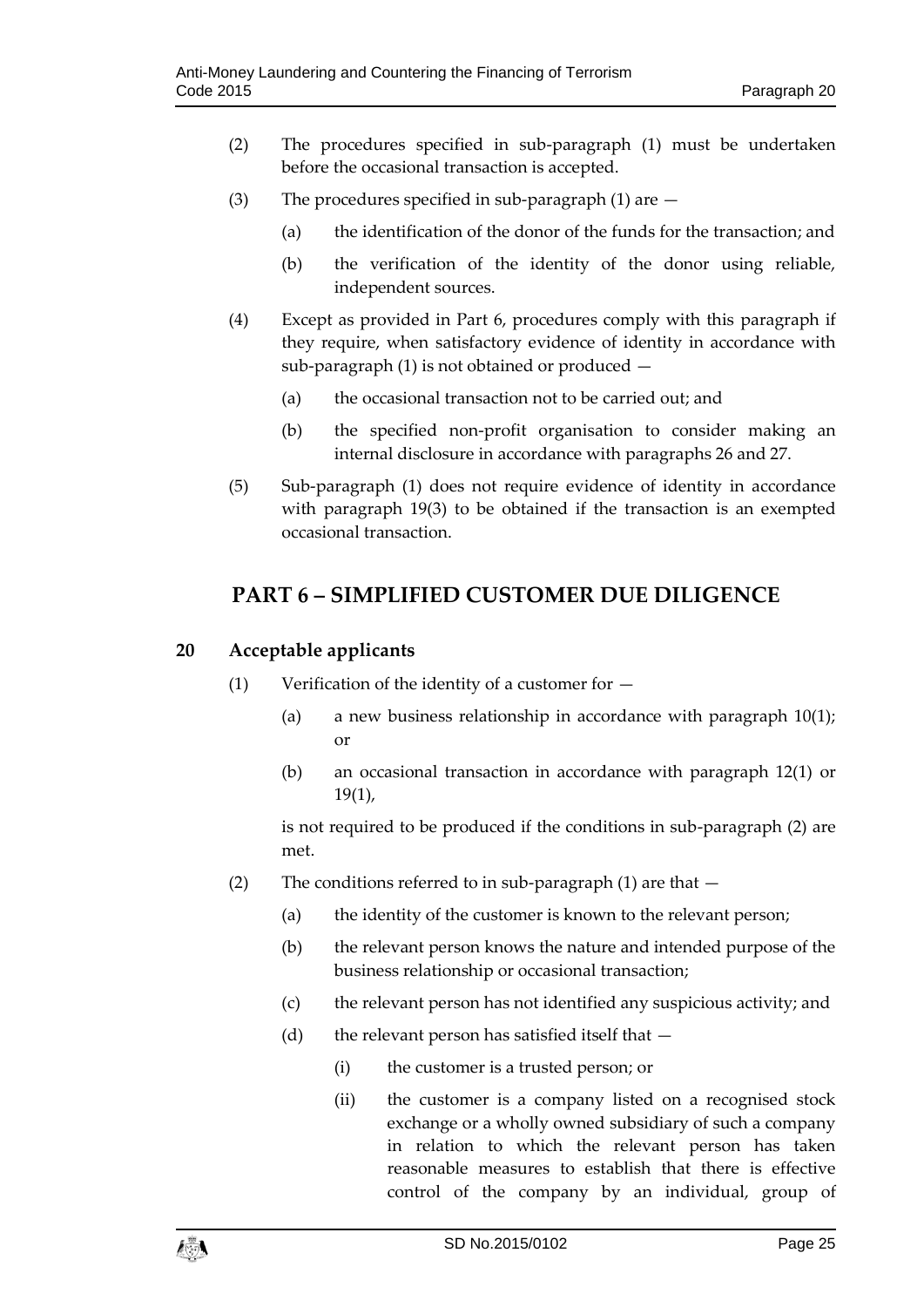(2) The procedures specified in sub-paragraph (1) must be undertaken before the occasional transaction is accepted.

(3) The procedures specified in sub-paragraph (1) are —

(a) the identification of the donor of the funds for the transaction; and

(b) the verification of the identity of the donor using reliable, independent sources.

(4) Except as provided in Part 6, procedures comply with this paragraph if they require, when satisfactory evidence of identity in accordance with sub-paragraph (1) is not obtained or produced —

(a) the occasional transaction not to be carried out; and

(b) the specified non-profit organisation to consider making an internal disclosure in accordance with paragraphs 26 and 27.

(5) Sub-paragraph (1) does not require evidence of identity in accordance with paragraph 19(3) to be obtained if the transaction is an exempted occasional transaction.

# PART 6 – SIMPLIFIED CUSTOMER DUE DILIGENCE

## 20 Acceptable applicants

(1) Verification of the identity of a customer for —

(a) a new business relationship in accordance with paragraph 10(1); or

(b) an occasional transaction in accordance with paragraph 12(1) or 19(1),

is not required to be produced if the conditions in sub-paragraph (2) are met.

(2) The conditions referred to in sub-paragraph (1) are that —

(a) the identity of the customer is known to the relevant person;

(b) the relevant person knows the nature and intended purpose of the business relationship or occasional transaction;

(c) the relevant person has not identified any suspicious activity; and

(d) the relevant person has satisfied itself that —

(i) the customer is a trusted person; or

(ii) the customer is a company listed on a recognised stock exchange or a wholly owned subsidiary of such a company in relation to which the relevant person has taken reasonable measures to establish that there is effective control of the company by an individual, group of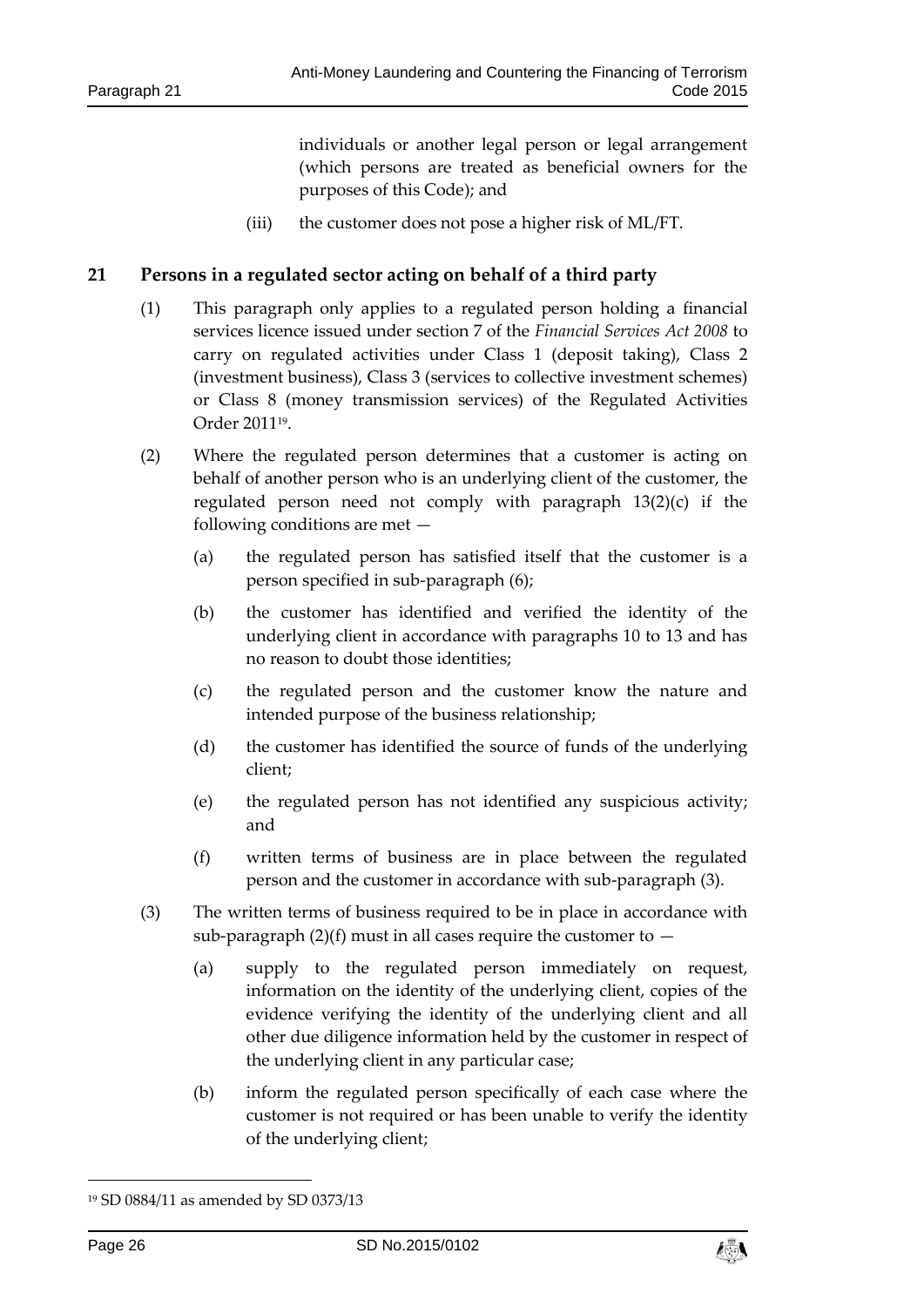individuals or another legal person or legal arrangement (which persons are treated as beneficial owners for the purposes of this Code); and

(iii) the customer does not pose a higher risk of ML/FT.

## 21 Persons in a regulated sector acting on behalf of a third party

(1) This paragraph only applies to a regulated person holding a financial services licence issued under section 7 of the *Financial Services Act 2008* to carry on regulated activities under Class 1 (deposit taking), Class 2 (investment business), Class 3 (services to collective investment schemes) or Class 8 (money transmission services) of the Regulated Activities Order 2011[19].

(2) Where the regulated person determines that a customer is acting on behalf of another person who is an underlying client of the customer, the regulated person need not comply with paragraph 13(2)(c) if the following conditions are met —

(a) the regulated person has satisfied itself that the customer is a person specified in sub-paragraph (6);

(b) the customer has identified and verified the identity of the underlying client in accordance with paragraphs 10 to 13 and has no reason to doubt those identities;

(c) the regulated person and the customer know the nature and intended purpose of the business relationship;

(d) the customer has identified the source of funds of the underlying client;

(e) the regulated person has not identified any suspicious activity; and

(f) written terms of business are in place between the regulated person and the customer in accordance with sub-paragraph (3).

(3) The written terms of business required to be in place in accordance with sub-paragraph (2)(f) must in all cases require the customer to —

(a) supply to the regulated person immediately on request, information on the identity of the underlying client, copies of the evidence verifying the identity of the underlying client and all other due diligence information held by the customer in respect of the underlying client in any particular case;

(b) inform the regulated person specifically of each case where the customer is not required or has been unable to verify the identity of the underlying client;

[19] SD 0884/11 as amended by SD 0373/13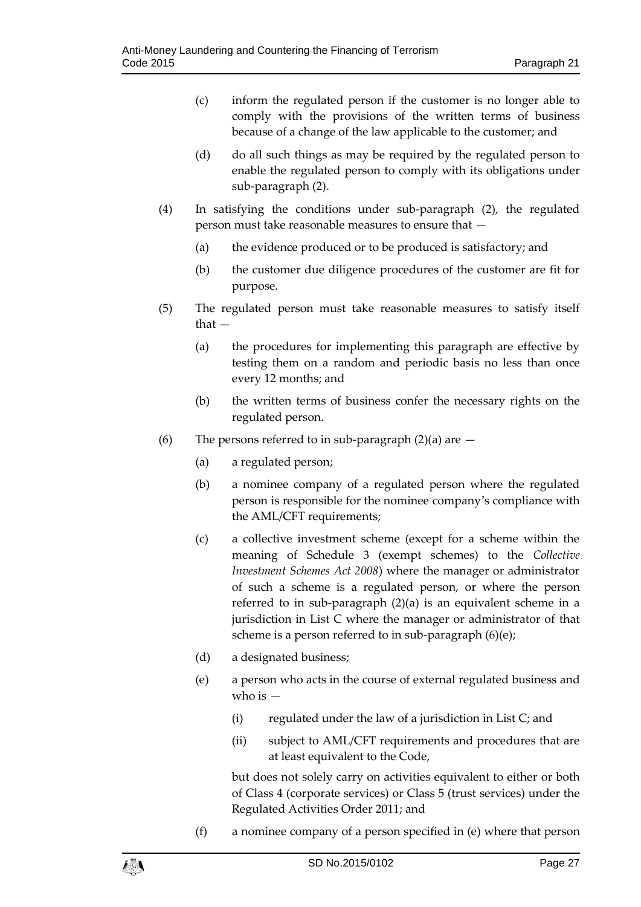(c) inform the regulated person if the customer is no longer able to comply with the provisions of the written terms of business because of a change of the law applicable to the customer; and

(d) do all such things as may be required by the regulated person to enable the regulated person to comply with its obligations under sub-paragraph (2).

(4) In satisfying the conditions under sub-paragraph (2), the regulated person must take reasonable measures to ensure that —

(a) the evidence produced or to be produced is satisfactory; and

(b) the customer due diligence procedures of the customer are fit for purpose.

(5) The regulated person must take reasonable measures to satisfy itself that —

(a) the procedures for implementing this paragraph are effective by testing them on a random and periodic basis no less than once every 12 months; and

(b) the written terms of business confer the necessary rights on the regulated person.

(6) The persons referred to in sub-paragraph (2)(a) are —

(a) a regulated person;

(b) a nominee company of a regulated person where the regulated person is responsible for the nominee company's compliance with the AML/CFT requirements;

(c) a collective investment scheme (except for a scheme within the meaning of Schedule 3 (exempt schemes) to the *Collective Investment Schemes Act 2008*) where the manager or administrator of such a scheme is a regulated person, or where the person referred to in sub-paragraph (2)(a) is an equivalent scheme in a jurisdiction in List C where the manager or administrator of that scheme is a person referred to in sub-paragraph (6)(e);

(d) a designated business;

(e) a person who acts in the course of external regulated business and who is —

(i) regulated under the law of a jurisdiction in List C; and

(ii) subject to AML/CFT requirements and procedures that are at least equivalent to the Code,

but does not solely carry on activities equivalent to either or both of Class 4 (corporate services) or Class 5 (trust services) under the Regulated Activities Order 2011; and

(f) a nominee company of a person specified in (e) where that person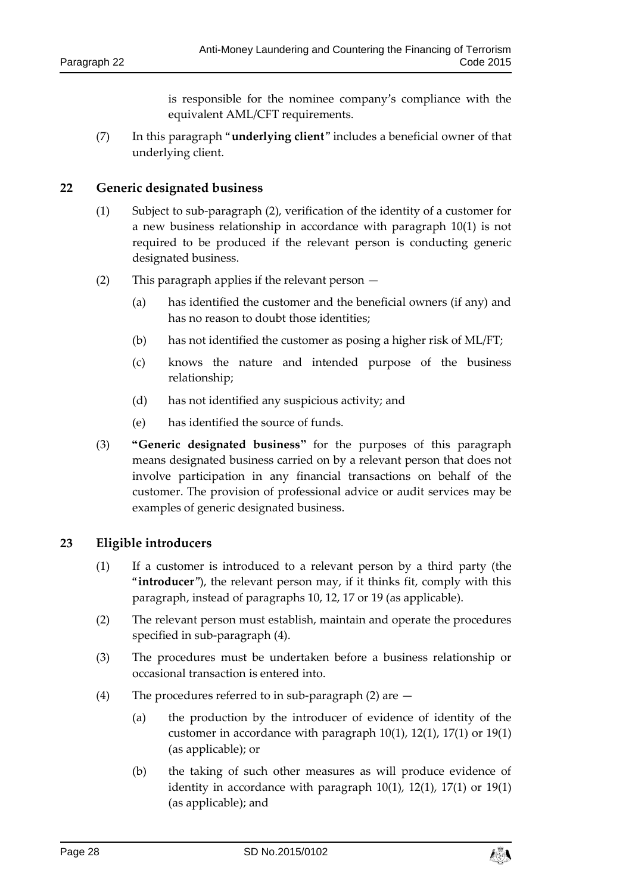is responsible for the nominee company's compliance with the equivalent AML/CFT requirements.

(7) In this paragraph "**underlying client**" includes a beneficial owner of that underlying client.

## 22 Generic designated business

(1) Subject to sub-paragraph (2), verification of the identity of a customer for a new business relationship in accordance with paragraph 10(1) is not required to be produced if the relevant person is conducting generic designated business.

(2) This paragraph applies if the relevant person —

(a) has identified the customer and the beneficial owners (if any) and has no reason to doubt those identities;

(b) has not identified the customer as posing a higher risk of ML/FT;

(c) knows the nature and intended purpose of the business relationship;

(d) has not identified any suspicious activity; and

(e) has identified the source of funds.

(3) **"Generic designated business"** for the purposes of this paragraph means designated business carried on by a relevant person that does not involve participation in any financial transactions on behalf of the customer. The provision of professional advice or audit services may be examples of generic designated business.

## 23 Eligible introducers

(1) If a customer is introduced to a relevant person by a third party (the "**introducer**"), the relevant person may, if it thinks fit, comply with this paragraph, instead of paragraphs 10, 12, 17 or 19 (as applicable).

(2) The relevant person must establish, maintain and operate the procedures specified in sub-paragraph (4).

(3) The procedures must be undertaken before a business relationship or occasional transaction is entered into.

(4) The procedures referred to in sub-paragraph (2) are —

(a) the production by the introducer of evidence of identity of the customer in accordance with paragraph 10(1), 12(1), 17(1) or 19(1) (as applicable); or

(b) the taking of such other measures as will produce evidence of identity in accordance with paragraph 10(1), 12(1), 17(1) or 19(1) (as applicable); and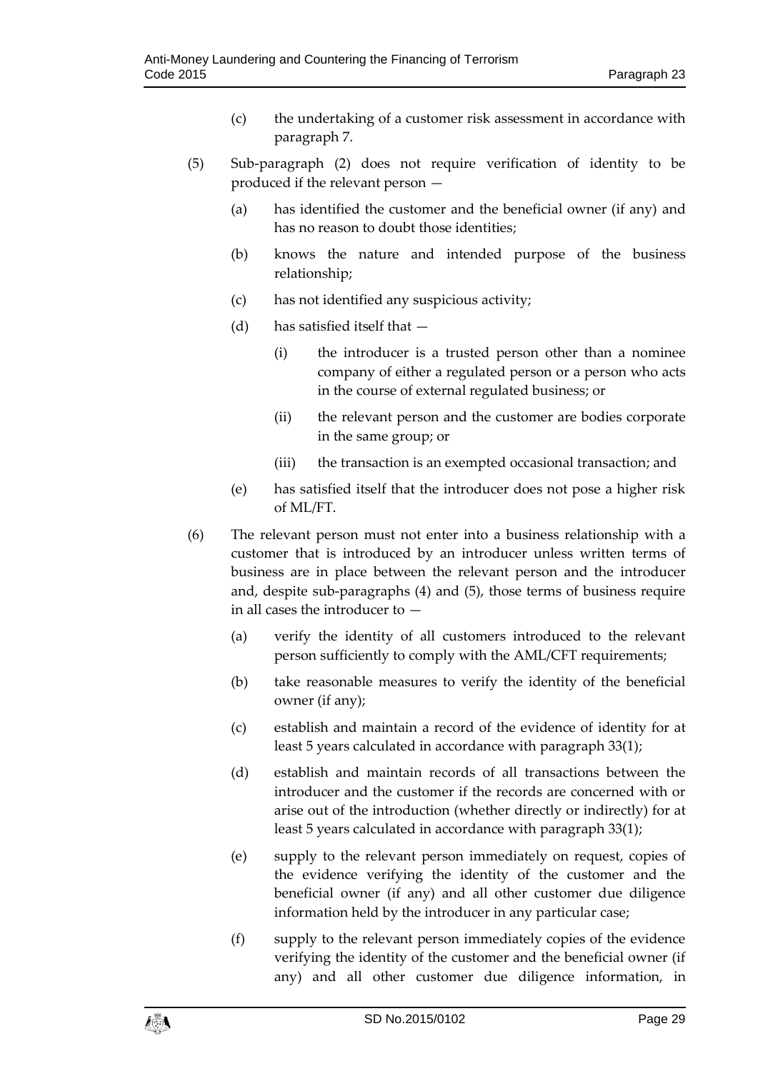(c) the undertaking of a customer risk assessment in accordance with paragraph 7.

(5) Sub-paragraph (2) does not require verification of identity to be produced if the relevant person —

(a) has identified the customer and the beneficial owner (if any) and has no reason to doubt those identities;

(b) knows the nature and intended purpose of the business relationship;

(c) has not identified any suspicious activity;

(d) has satisfied itself that —

(i) the introducer is a trusted person other than a nominee company of either a regulated person or a person who acts in the course of external regulated business; or

(ii) the relevant person and the customer are bodies corporate in the same group; or

(iii) the transaction is an exempted occasional transaction; and

(e) has satisfied itself that the introducer does not pose a higher risk of ML/FT.

(6) The relevant person must not enter into a business relationship with a customer that is introduced by an introducer unless written terms of business are in place between the relevant person and the introducer and, despite sub-paragraphs (4) and (5), those terms of business require in all cases the introducer to —

(a) verify the identity of all customers introduced to the relevant person sufficiently to comply with the AML/CFT requirements;

(b) take reasonable measures to verify the identity of the beneficial owner (if any);

(c) establish and maintain a record of the evidence of identity for at least 5 years calculated in accordance with paragraph 33(1);

(d) establish and maintain records of all transactions between the introducer and the customer if the records are concerned with or arise out of the introduction (whether directly or indirectly) for at least 5 years calculated in accordance with paragraph 33(1);

(e) supply to the relevant person immediately on request, copies of the evidence verifying the identity of the customer and the beneficial owner (if any) and all other customer due diligence information held by the introducer in any particular case;

(f) supply to the relevant person immediately copies of the evidence verifying the identity of the customer and the beneficial owner (if any) and all other customer due diligence information, in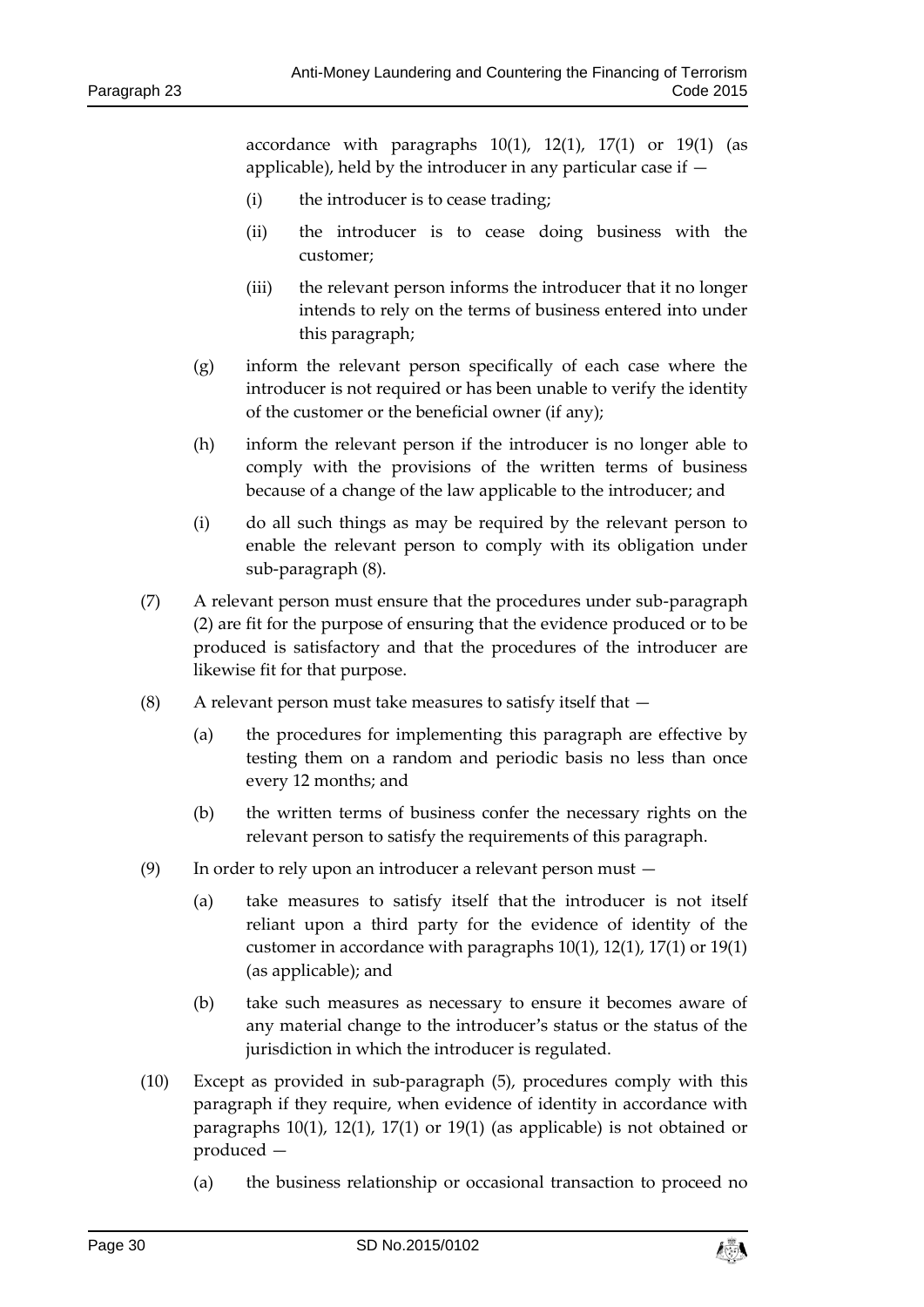accordance with paragraphs 10(1), 12(1), 17(1) or 19(1) (as applicable), held by the introducer in any particular case if —

   (i) the introducer is to cease trading;

   (ii) the introducer is to cease doing business with the customer;

   (iii) the relevant person informs the introducer that it no longer intends to rely on the terms of business entered into under this paragraph;

(g) inform the relevant person specifically of each case where the introducer is not required or has been unable to verify the identity of the customer or the beneficial owner (if any);

(h) inform the relevant person if the introducer is no longer able to comply with the provisions of the written terms of business because of a change of the law applicable to the introducer; and

(i) do all such things as may be required by the relevant person to enable the relevant person to comply with its obligation under sub-paragraph (8).

(7) A relevant person must ensure that the procedures under sub-paragraph (2) are fit for the purpose of ensuring that the evidence produced or to be produced is satisfactory and that the procedures of the introducer are likewise fit for that purpose.

(8) A relevant person must take measures to satisfy itself that —

   (a) the procedures for implementing this paragraph are effective by testing them on a random and periodic basis no less than once every 12 months; and

   (b) the written terms of business confer the necessary rights on the relevant person to satisfy the requirements of this paragraph.

(9) In order to rely upon an introducer a relevant person must —

   (a) take measures to satisfy itself that the introducer is not itself reliant upon a third party for the evidence of identity of the customer in accordance with paragraphs 10(1), 12(1), 17(1) or 19(1) (as applicable); and

   (b) take such measures as necessary to ensure it becomes aware of any material change to the introducer's status or the status of the jurisdiction in which the introducer is regulated.

(10) Except as provided in sub-paragraph (5), procedures comply with this paragraph if they require, when evidence of identity in accordance with paragraphs 10(1), 12(1), 17(1) or 19(1) (as applicable) is not obtained or produced —

   (a) the business relationship or occasional transaction to proceed no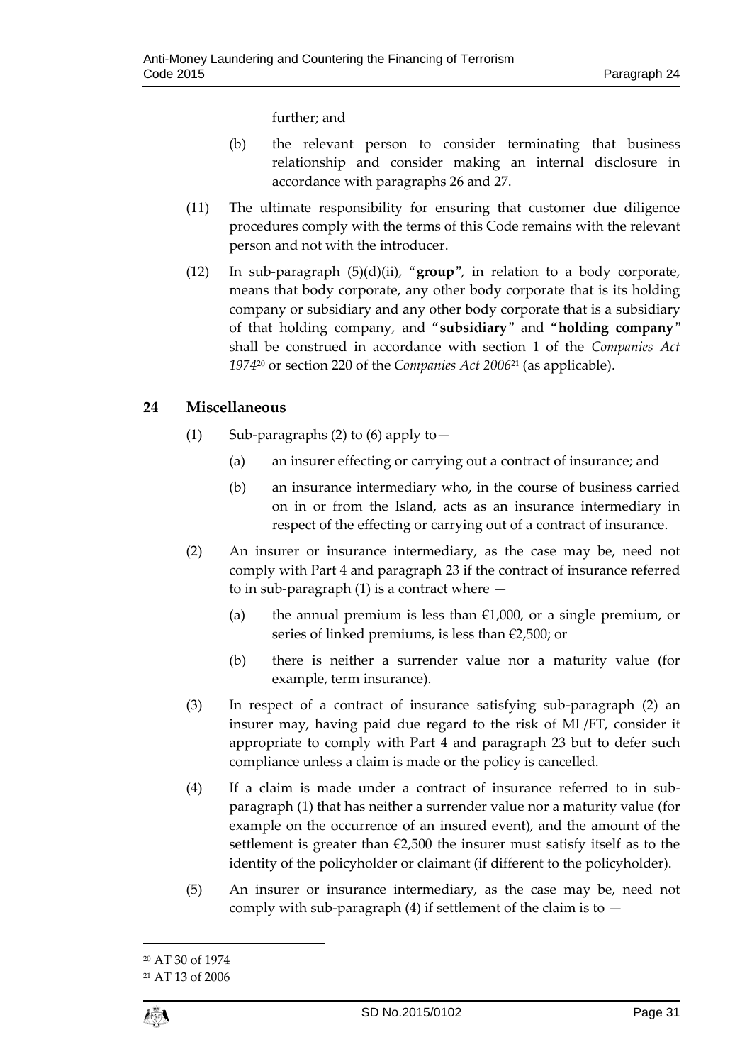further; and

(b) the relevant person to consider terminating that business relationship and consider making an internal disclosure in accordance with paragraphs 26 and 27.

(11) The ultimate responsibility for ensuring that customer due diligence procedures comply with the terms of this Code remains with the relevant person and not with the introducer.

(12) In sub-paragraph (5)(d)(ii), "**group**", in relation to a body corporate, means that body corporate, any other body corporate that is its holding company or subsidiary and any other body corporate that is a subsidiary of that holding company, and "**subsidiary**" and "**holding company**" shall be construed in accordance with section 1 of the *Companies Act 1974*[20] or section 220 of the *Companies Act 2006*[21] (as applicable).

## 24 Miscellaneous

(1) Sub-paragraphs (2) to (6) apply to—

(a) an insurer effecting or carrying out a contract of insurance; and

(b) an insurance intermediary who, in the course of business carried on in or from the Island, acts as an insurance intermediary in respect of the effecting or carrying out of a contract of insurance.

(2) An insurer or insurance intermediary, as the case may be, need not comply with Part 4 and paragraph 23 if the contract of insurance referred to in sub-paragraph (1) is a contract where —

(a) the annual premium is less than €1,000, or a single premium, or series of linked premiums, is less than €2,500; or

(b) there is neither a surrender value nor a maturity value (for example, term insurance).

(3) In respect of a contract of insurance satisfying sub-paragraph (2) an insurer may, having paid due regard to the risk of ML/FT, consider it appropriate to comply with Part 4 and paragraph 23 but to defer such compliance unless a claim is made or the policy is cancelled.

(4) If a claim is made under a contract of insurance referred to in sub-paragraph (1) that has neither a surrender value nor a maturity value (for example on the occurrence of an insured event), and the amount of the settlement is greater than €2,500 the insurer must satisfy itself as to the identity of the policyholder or claimant (if different to the policyholder).

(5) An insurer or insurance intermediary, as the case may be, need not comply with sub-paragraph (4) if settlement of the claim is to —

---

[20] AT 30 of 1974

[21] AT 13 of 2006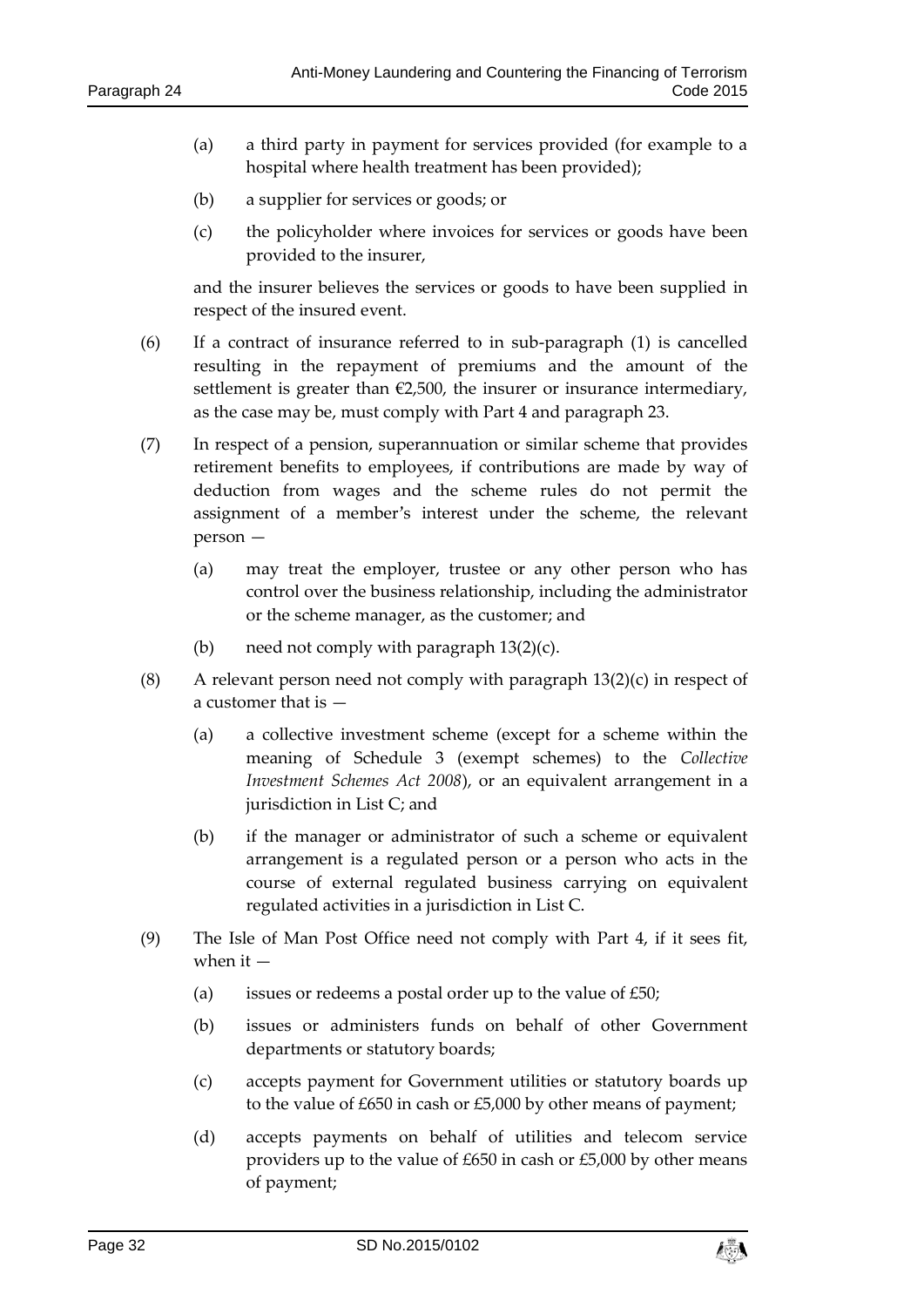(a) a third party in payment for services provided (for example to a hospital where health treatment has been provided);

(b) a supplier for services or goods; or

(c) the policyholder where invoices for services or goods have been provided to the insurer,

and the insurer believes the services or goods to have been supplied in respect of the insured event.

(6) If a contract of insurance referred to in sub-paragraph (1) is cancelled resulting in the repayment of premiums and the amount of the settlement is greater than €2,500, the insurer or insurance intermediary, as the case may be, must comply with Part 4 and paragraph 23.

(7) In respect of a pension, superannuation or similar scheme that provides retirement benefits to employees, if contributions are made by way of deduction from wages and the scheme rules do not permit the assignment of a member's interest under the scheme, the relevant person —

(a) may treat the employer, trustee or any other person who has control over the business relationship, including the administrator or the scheme manager, as the customer; and

(b) need not comply with paragraph 13(2)(c).

(8) A relevant person need not comply with paragraph 13(2)(c) in respect of a customer that is —

(a) a collective investment scheme (except for a scheme within the meaning of Schedule 3 (exempt schemes) to the *Collective Investment Schemes Act 2008*), or an equivalent arrangement in a jurisdiction in List C; and

(b) if the manager or administrator of such a scheme or equivalent arrangement is a regulated person or a person who acts in the course of external regulated business carrying on equivalent regulated activities in a jurisdiction in List C.

(9) The Isle of Man Post Office need not comply with Part 4, if it sees fit, when it —

(a) issues or redeems a postal order up to the value of £50;

(b) issues or administers funds on behalf of other Government departments or statutory boards;

(c) accepts payment for Government utilities or statutory boards up to the value of £650 in cash or £5,000 by other means of payment;

(d) accepts payments on behalf of utilities and telecom service providers up to the value of £650 in cash or £5,000 by other means of payment;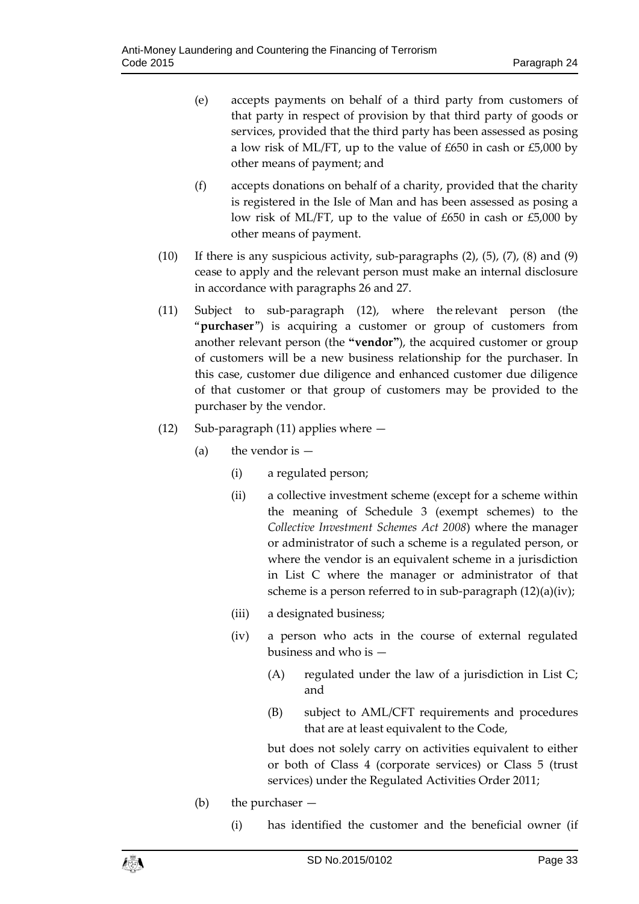(e) accepts payments on behalf of a third party from customers of that party in respect of provision by that third party of goods or services, provided that the third party has been assessed as posing a low risk of ML/FT, up to the value of £650 in cash or £5,000 by other means of payment; and

(f) accepts donations on behalf of a charity, provided that the charity is registered in the Isle of Man and has been assessed as posing a low risk of ML/FT, up to the value of £650 in cash or £5,000 by other means of payment.

(10) If there is any suspicious activity, sub-paragraphs (2), (5), (7), (8) and (9) cease to apply and the relevant person must make an internal disclosure in accordance with paragraphs 26 and 27.

(11) Subject to sub-paragraph (12), where the relevant person (the "**purchaser**") is acquiring a customer or group of customers from another relevant person (the **"vendor"**), the acquired customer or group of customers will be a new business relationship for the purchaser. In this case, customer due diligence and enhanced customer due diligence of that customer or that group of customers may be provided to the purchaser by the vendor.

(12) Sub-paragraph (11) applies where —

(a) the vendor is —

(i) a regulated person;

(ii) a collective investment scheme (except for a scheme within the meaning of Schedule 3 (exempt schemes) to the *Collective Investment Schemes Act 2008*) where the manager or administrator of such a scheme is a regulated person, or where the vendor is an equivalent scheme in a jurisdiction in List C where the manager or administrator of that scheme is a person referred to in sub-paragraph (12)(a)(iv);

(iii) a designated business;

(iv) a person who acts in the course of external regulated business and who is —

(A) regulated under the law of a jurisdiction in List C; and

(B) subject to AML/CFT requirements and procedures that are at least equivalent to the Code,

but does not solely carry on activities equivalent to either or both of Class 4 (corporate services) or Class 5 (trust services) under the Regulated Activities Order 2011;

(b) the purchaser —

(i) has identified the customer and the beneficial owner (if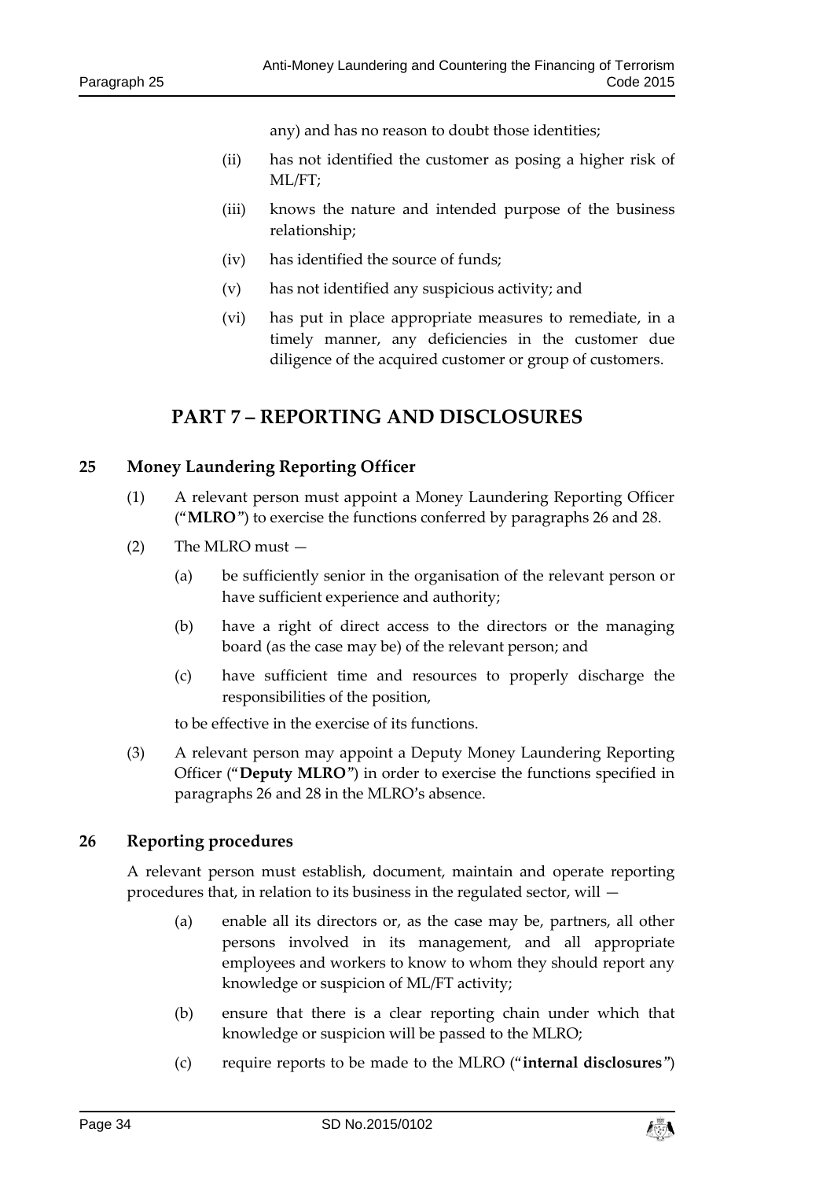any) and has no reason to doubt those identities;

(ii) has not identified the customer as posing a higher risk of ML/FT;

(iii) knows the nature and intended purpose of the business relationship;

(iv) has identified the source of funds;

(v) has not identified any suspicious activity; and

(vi) has put in place appropriate measures to remediate, in a timely manner, any deficiencies in the customer due diligence of the acquired customer or group of customers.

# PART 7 – REPORTING AND DISCLOSURES

## 25 Money Laundering Reporting Officer

(1) A relevant person must appoint a Money Laundering Reporting Officer ("**MLRO**") to exercise the functions conferred by paragraphs 26 and 28.

(2) The MLRO must —

(a) be sufficiently senior in the organisation of the relevant person or have sufficient experience and authority;

(b) have a right of direct access to the directors or the managing board (as the case may be) of the relevant person; and

(c) have sufficient time and resources to properly discharge the responsibilities of the position,

to be effective in the exercise of its functions.

(3) A relevant person may appoint a Deputy Money Laundering Reporting Officer ("**Deputy MLRO**") in order to exercise the functions specified in paragraphs 26 and 28 in the MLRO's absence.

## 26 Reporting procedures

A relevant person must establish, document, maintain and operate reporting procedures that, in relation to its business in the regulated sector, will —

(a) enable all its directors or, as the case may be, partners, all other persons involved in its management, and all appropriate employees and workers to know to whom they should report any knowledge or suspicion of ML/FT activity;

(b) ensure that there is a clear reporting chain under which that knowledge or suspicion will be passed to the MLRO;

(c) require reports to be made to the MLRO ("**internal disclosures**")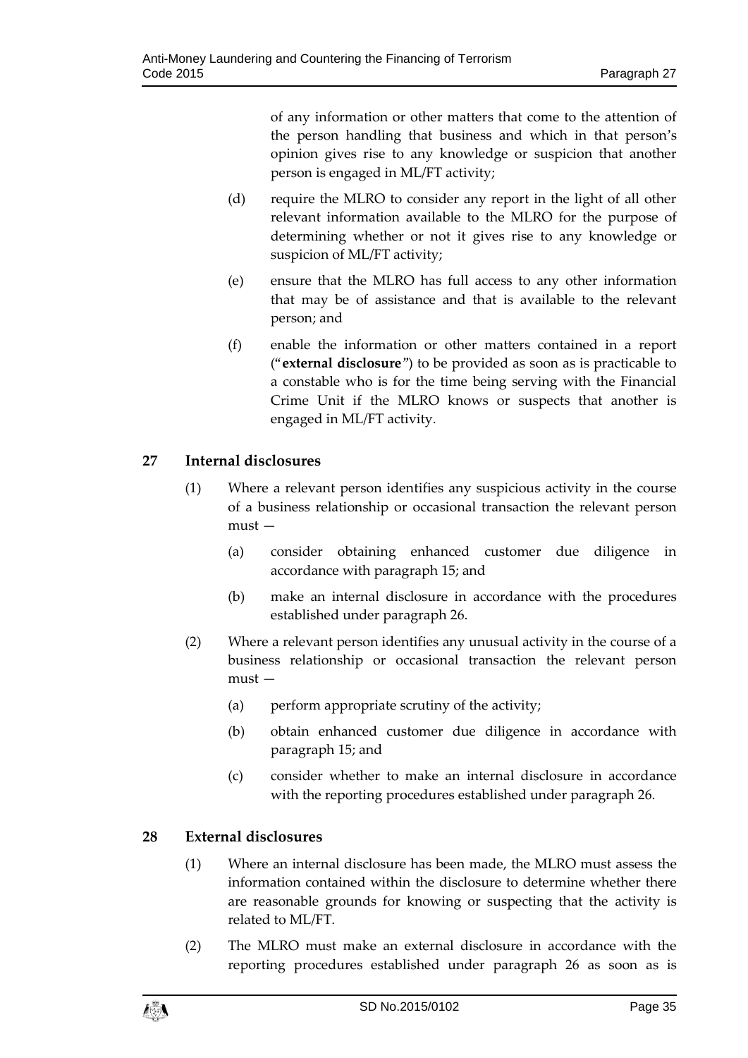of any information or other matters that come to the attention of the person handling that business and which in that person's opinion gives rise to any knowledge or suspicion that another person is engaged in ML/FT activity;

(d) require the MLRO to consider any report in the light of all other relevant information available to the MLRO for the purpose of determining whether or not it gives rise to any knowledge or suspicion of ML/FT activity;

(e) ensure that the MLRO has full access to any other information that may be of assistance and that is available to the relevant person; and

(f) enable the information or other matters contained in a report ("**external disclosure**") to be provided as soon as is practicable to a constable who is for the time being serving with the Financial Crime Unit if the MLRO knows or suspects that another is engaged in ML/FT activity.

## 27 Internal disclosures

(1) Where a relevant person identifies any suspicious activity in the course of a business relationship or occasional transaction the relevant person must —

(a) consider obtaining enhanced customer due diligence in accordance with paragraph 15; and

(b) make an internal disclosure in accordance with the procedures established under paragraph 26.

(2) Where a relevant person identifies any unusual activity in the course of a business relationship or occasional transaction the relevant person must —

(a) perform appropriate scrutiny of the activity;

(b) obtain enhanced customer due diligence in accordance with paragraph 15; and

(c) consider whether to make an internal disclosure in accordance with the reporting procedures established under paragraph 26.

## 28 External disclosures

(1) Where an internal disclosure has been made, the MLRO must assess the information contained within the disclosure to determine whether there are reasonable grounds for knowing or suspecting that the activity is related to ML/FT.

(2) The MLRO must make an external disclosure in accordance with the reporting procedures established under paragraph 26 as soon as is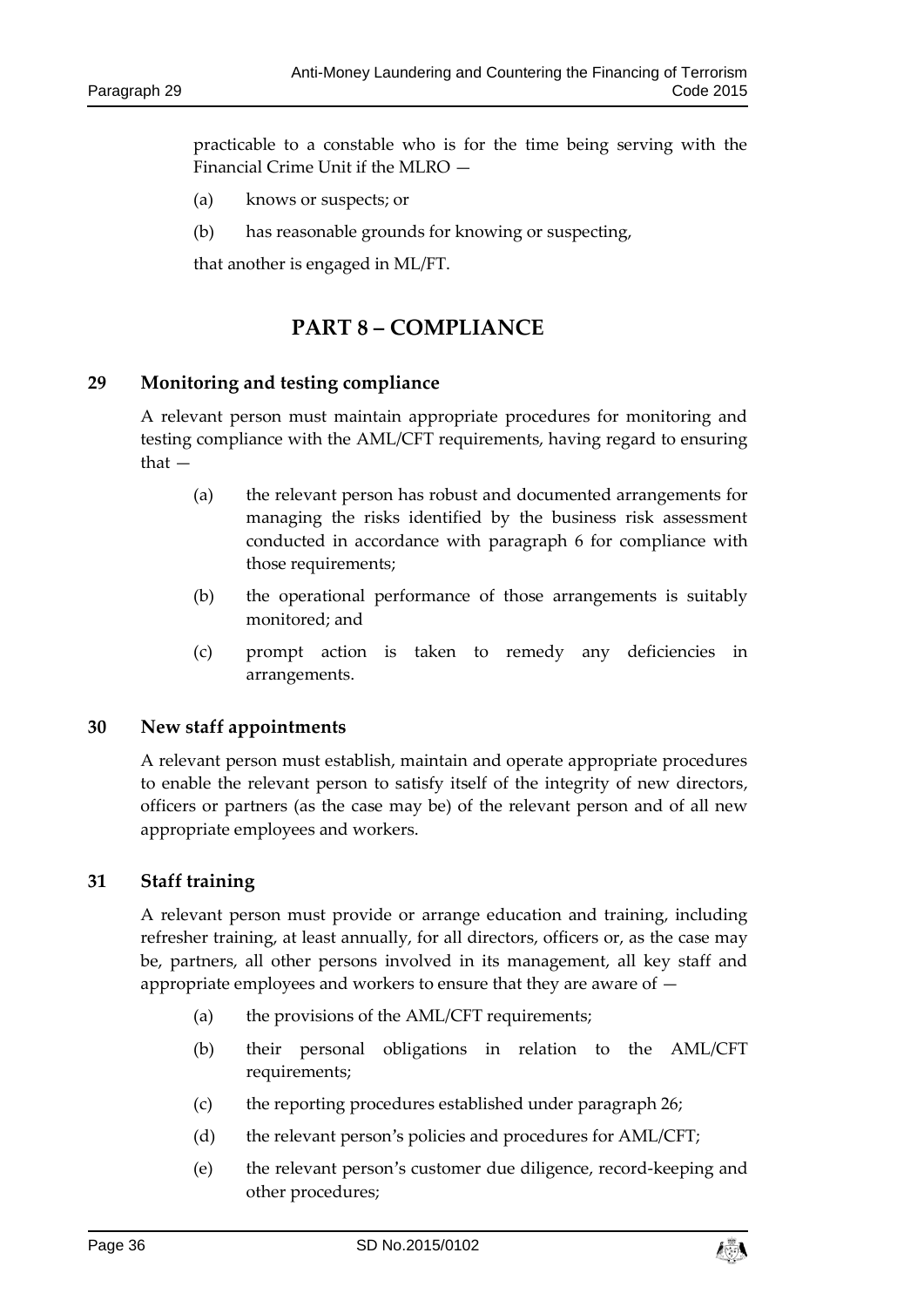practicable to a constable who is for the time being serving with the Financial Crime Unit if the MLRO —

(a) knows or suspects; or

(b) has reasonable grounds for knowing or suspecting,

that another is engaged in ML/FT.

# PART 8 – COMPLIANCE

## 29 Monitoring and testing compliance

A relevant person must maintain appropriate procedures for monitoring and testing compliance with the AML/CFT requirements, having regard to ensuring that —

(a) the relevant person has robust and documented arrangements for managing the risks identified by the business risk assessment conducted in accordance with paragraph 6 for compliance with those requirements;

(b) the operational performance of those arrangements is suitably monitored; and

(c) prompt action is taken to remedy any deficiencies in arrangements.

## 30 New staff appointments

A relevant person must establish, maintain and operate appropriate procedures to enable the relevant person to satisfy itself of the integrity of new directors, officers or partners (as the case may be) of the relevant person and of all new appropriate employees and workers.

## 31 Staff training

A relevant person must provide or arrange education and training, including refresher training, at least annually, for all directors, officers or, as the case may be, partners, all other persons involved in its management, all key staff and appropriate employees and workers to ensure that they are aware of —

(a) the provisions of the AML/CFT requirements;

(b) their personal obligations in relation to the AML/CFT requirements;

(c) the reporting procedures established under paragraph 26;

(d) the relevant person's policies and procedures for AML/CFT;

(e) the relevant person's customer due diligence, record-keeping and other procedures;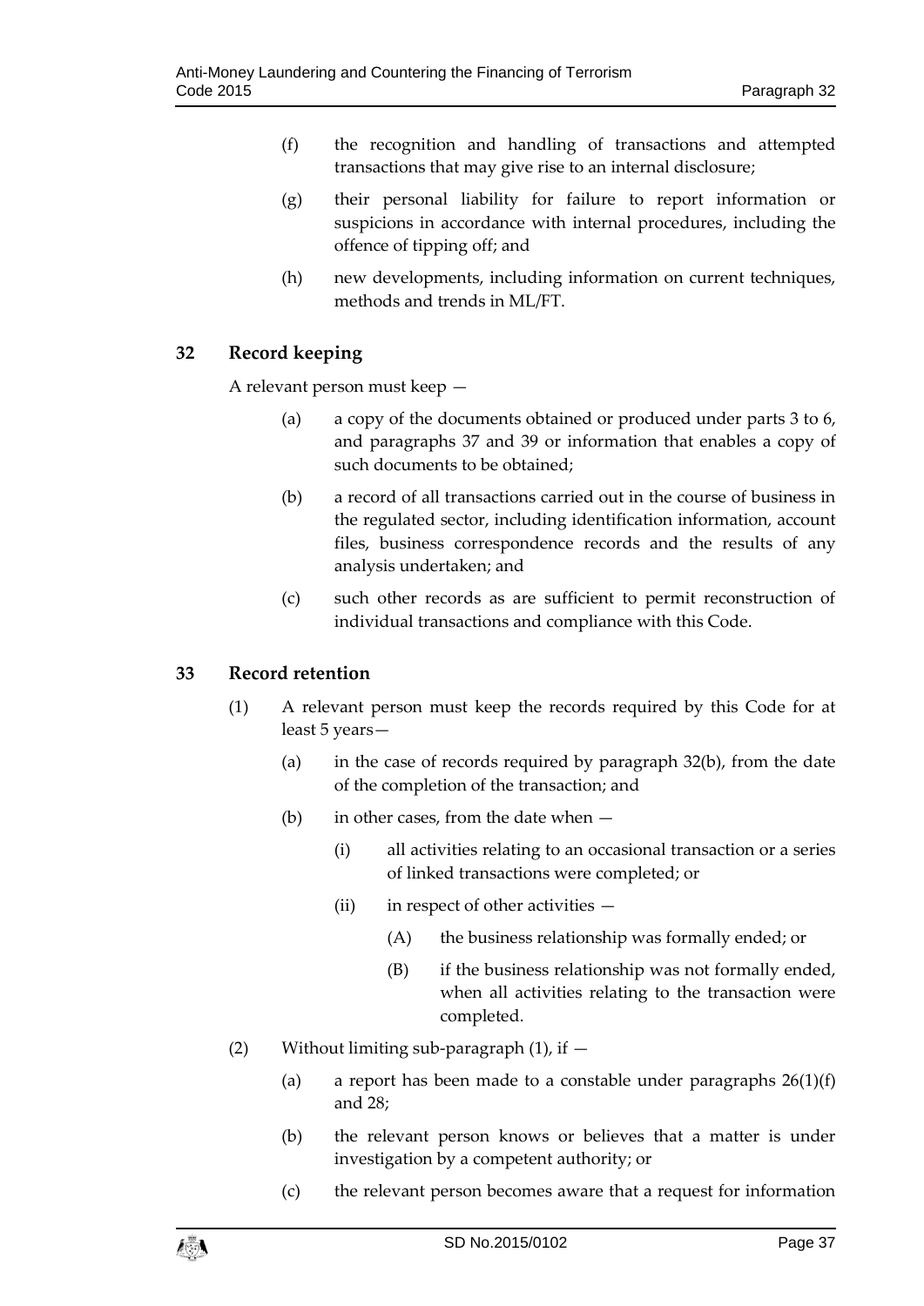(f) the recognition and handling of transactions and attempted transactions that may give rise to an internal disclosure;

(g) their personal liability for failure to report information or suspicions in accordance with internal procedures, including the offence of tipping off; and

(h) new developments, including information on current techniques, methods and trends in ML/FT.

## 32 Record keeping

A relevant person must keep —

(a) a copy of the documents obtained or produced under parts 3 to 6, and paragraphs 37 and 39 or information that enables a copy of such documents to be obtained;

(b) a record of all transactions carried out in the course of business in the regulated sector, including identification information, account files, business correspondence records and the results of any analysis undertaken; and

(c) such other records as are sufficient to permit reconstruction of individual transactions and compliance with this Code.

## 33 Record retention

(1) A relevant person must keep the records required by this Code for at least 5 years—

(a) in the case of records required by paragraph 32(b), from the date of the completion of the transaction; and

(b) in other cases, from the date when —

(i) all activities relating to an occasional transaction or a series of linked transactions were completed; or

(ii) in respect of other activities —

(A) the business relationship was formally ended; or

(B) if the business relationship was not formally ended, when all activities relating to the transaction were completed.

(2) Without limiting sub-paragraph (1), if —

(a) a report has been made to a constable under paragraphs 26(1)(f) and 28;

(b) the relevant person knows or believes that a matter is under investigation by a competent authority; or

(c) the relevant person becomes aware that a request for information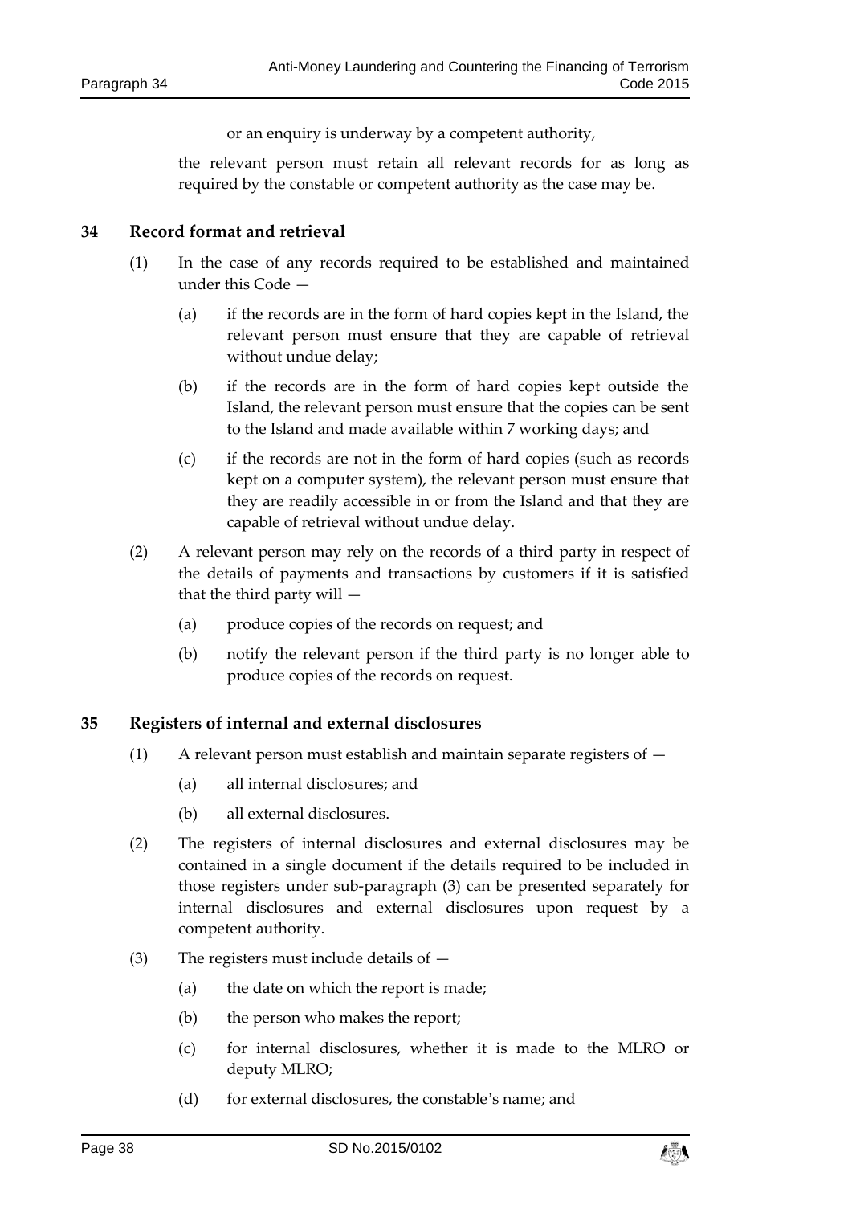or an enquiry is underway by a competent authority,

the relevant person must retain all relevant records for as long as required by the constable or competent authority as the case may be.

## 34 Record format and retrieval

(1) In the case of any records required to be established and maintained under this Code —

(a) if the records are in the form of hard copies kept in the Island, the relevant person must ensure that they are capable of retrieval without undue delay;

(b) if the records are in the form of hard copies kept outside the Island, the relevant person must ensure that the copies can be sent to the Island and made available within 7 working days; and

(c) if the records are not in the form of hard copies (such as records kept on a computer system), the relevant person must ensure that they are readily accessible in or from the Island and that they are capable of retrieval without undue delay.

(2) A relevant person may rely on the records of a third party in respect of the details of payments and transactions by customers if it is satisfied that the third party will —

(a) produce copies of the records on request; and

(b) notify the relevant person if the third party is no longer able to produce copies of the records on request.

## 35 Registers of internal and external disclosures

(1) A relevant person must establish and maintain separate registers of —

(a) all internal disclosures; and

(b) all external disclosures.

(2) The registers of internal disclosures and external disclosures may be contained in a single document if the details required to be included in those registers under sub-paragraph (3) can be presented separately for internal disclosures and external disclosures upon request by a competent authority.

(3) The registers must include details of —

(a) the date on which the report is made;

(b) the person who makes the report;

(c) for internal disclosures, whether it is made to the MLRO or deputy MLRO;

(d) for external disclosures, the constable's name; and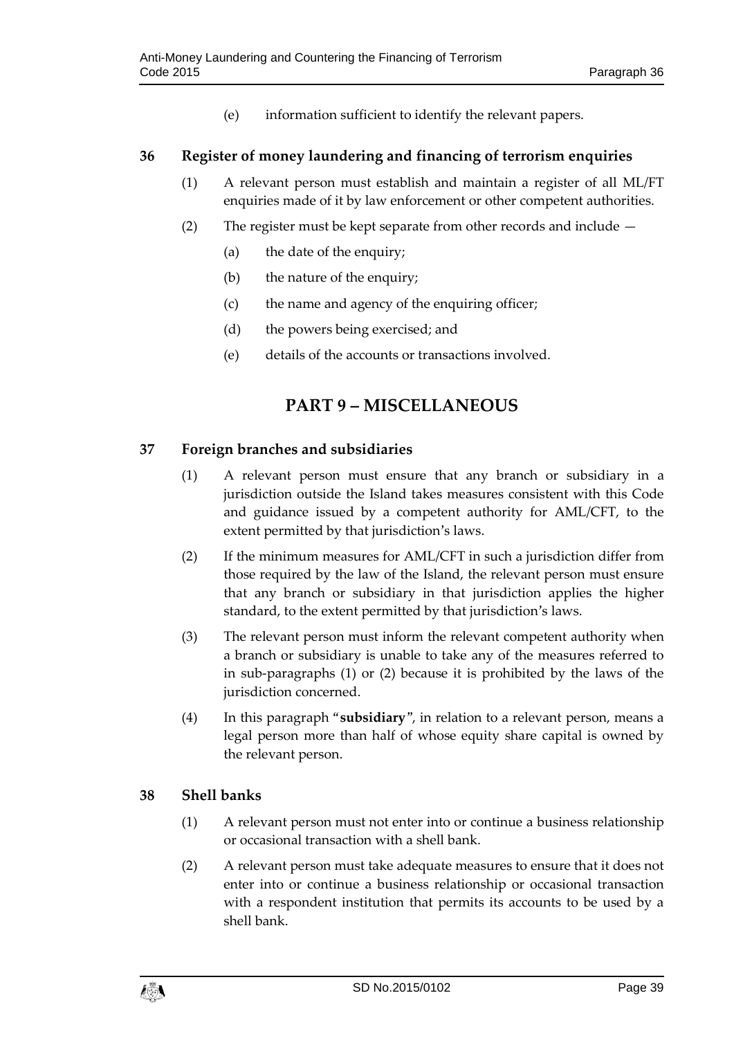(e) information sufficient to identify the relevant papers.

### 36 Register of money laundering and financing of terrorism enquiries

(1) A relevant person must establish and maintain a register of all ML/FT enquiries made of it by law enforcement or other competent authorities.

(2) The register must be kept separate from other records and include —

(a) the date of the enquiry;

(b) the nature of the enquiry;

(c) the name and agency of the enquiring officer;

(d) the powers being exercised; and

(e) details of the accounts or transactions involved.

## PART 9 – MISCELLANEOUS

### 37 Foreign branches and subsidiaries

(1) A relevant person must ensure that any branch or subsidiary in a jurisdiction outside the Island takes measures consistent with this Code and guidance issued by a competent authority for AML/CFT, to the extent permitted by that jurisdiction's laws.

(2) If the minimum measures for AML/CFT in such a jurisdiction differ from those required by the law of the Island, the relevant person must ensure that any branch or subsidiary in that jurisdiction applies the higher standard, to the extent permitted by that jurisdiction's laws.

(3) The relevant person must inform the relevant competent authority when a branch or subsidiary is unable to take any of the measures referred to in sub-paragraphs (1) or (2) because it is prohibited by the laws of the jurisdiction concerned.

(4) In this paragraph "**subsidiary**", in relation to a relevant person, means a legal person more than half of whose equity share capital is owned by the relevant person.

### 38 Shell banks

(1) A relevant person must not enter into or continue a business relationship or occasional transaction with a shell bank.

(2) A relevant person must take adequate measures to ensure that it does not enter into or continue a business relationship or occasional transaction with a respondent institution that permits its accounts to be used by a shell bank.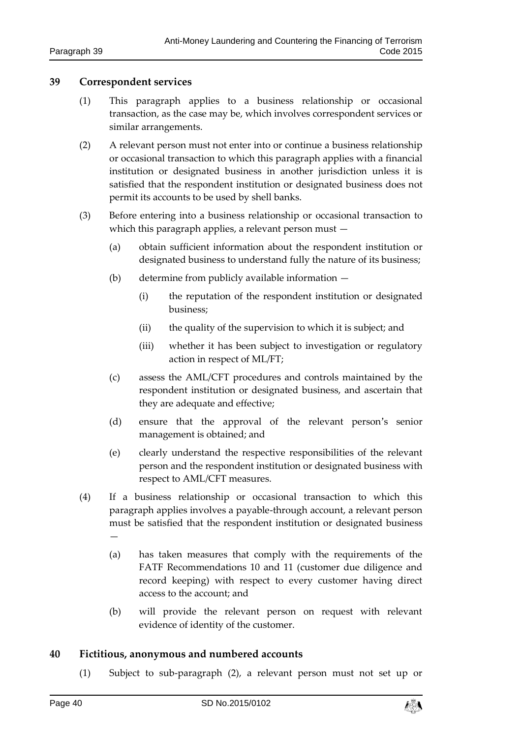## 39 Correspondent services

(1) This paragraph applies to a business relationship or occasional transaction, as the case may be, which involves correspondent services or similar arrangements.

(2) A relevant person must not enter into or continue a business relationship or occasional transaction to which this paragraph applies with a financial institution or designated business in another jurisdiction unless it is satisfied that the respondent institution or designated business does not permit its accounts to be used by shell banks.

(3) Before entering into a business relationship or occasional transaction to which this paragraph applies, a relevant person must —

(a) obtain sufficient information about the respondent institution or designated business to understand fully the nature of its business;

(b) determine from publicly available information —

(i) the reputation of the respondent institution or designated business;

(ii) the quality of the supervision to which it is subject; and

(iii) whether it has been subject to investigation or regulatory action in respect of ML/FT;

(c) assess the AML/CFT procedures and controls maintained by the respondent institution or designated business, and ascertain that they are adequate and effective;

(d) ensure that the approval of the relevant person's senior management is obtained; and

(e) clearly understand the respective responsibilities of the relevant person and the respondent institution or designated business with respect to AML/CFT measures.

(4) If a business relationship or occasional transaction to which this paragraph applies involves a payable-through account, a relevant person must be satisfied that the respondent institution or designated business —

(a) has taken measures that comply with the requirements of the FATF Recommendations 10 and 11 (customer due diligence and record keeping) with respect to every customer having direct access to the account; and

(b) will provide the relevant person on request with relevant evidence of identity of the customer.

## 40 Fictitious, anonymous and numbered accounts

(1) Subject to sub-paragraph (2), a relevant person must not set up or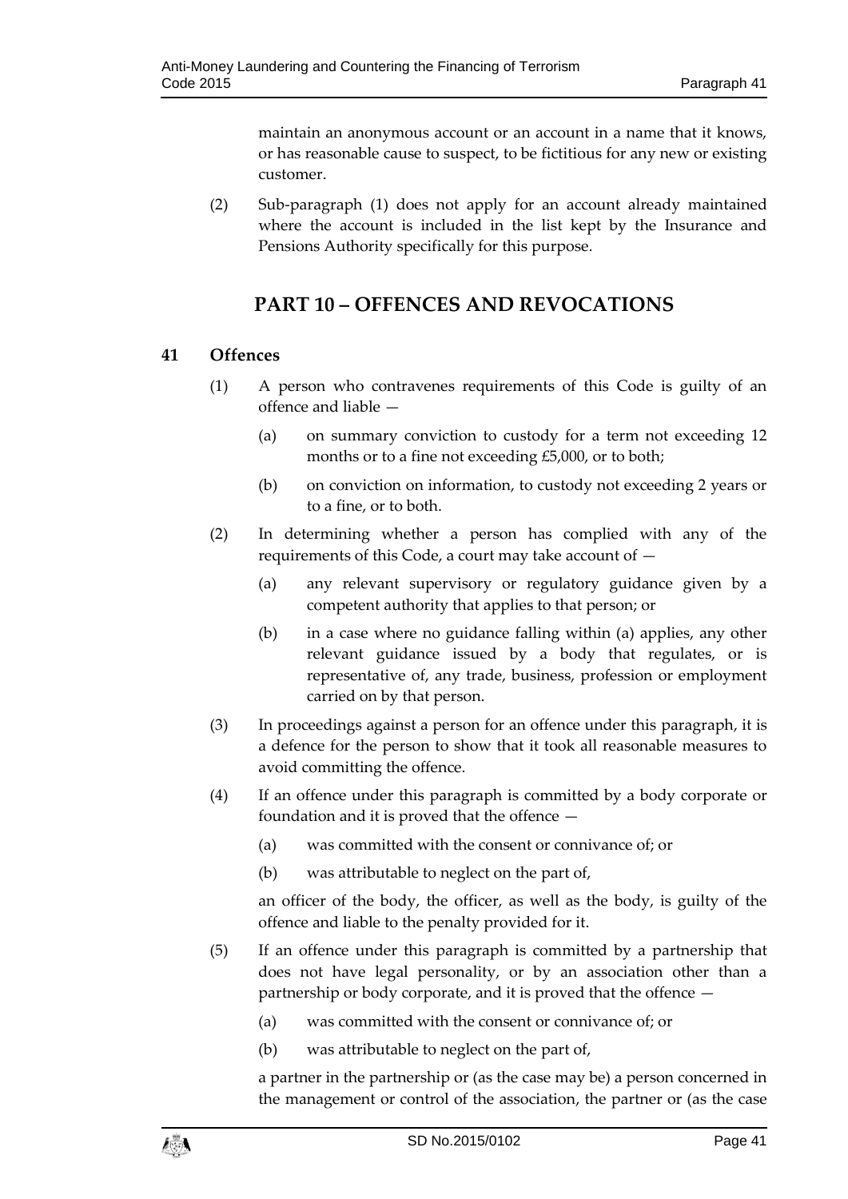maintain an anonymous account or an account in a name that it knows, or has reasonable cause to suspect, to be fictitious for any new or existing customer.

(2) Sub-paragraph (1) does not apply for an account already maintained where the account is included in the list kept by the Insurance and Pensions Authority specifically for this purpose.

# PART 10 – OFFENCES AND REVOCATIONS

## 41 Offences

(1) A person who contravenes requirements of this Code is guilty of an offence and liable —

(a) on summary conviction to custody for a term not exceeding 12 months or to a fine not exceeding £5,000, or to both;

(b) on conviction on information, to custody not exceeding 2 years or to a fine, or to both.

(2) In determining whether a person has complied with any of the requirements of this Code, a court may take account of —

(a) any relevant supervisory or regulatory guidance given by a competent authority that applies to that person; or

(b) in a case where no guidance falling within (a) applies, any other relevant guidance issued by a body that regulates, or is representative of, any trade, business, profession or employment carried on by that person.

(3) In proceedings against a person for an offence under this paragraph, it is a defence for the person to show that it took all reasonable measures to avoid committing the offence.

(4) If an offence under this paragraph is committed by a body corporate or foundation and it is proved that the offence —

(a) was committed with the consent or connivance of; or

(b) was attributable to neglect on the part of,

an officer of the body, the officer, as well as the body, is guilty of the offence and liable to the penalty provided for it.

(5) If an offence under this paragraph is committed by a partnership that does not have legal personality, or by an association other than a partnership or body corporate, and it is proved that the offence —

(a) was committed with the consent or connivance of; or

(b) was attributable to neglect on the part of,

a partner in the partnership or (as the case may be) a person concerned in the management or control of the association, the partner or (as the case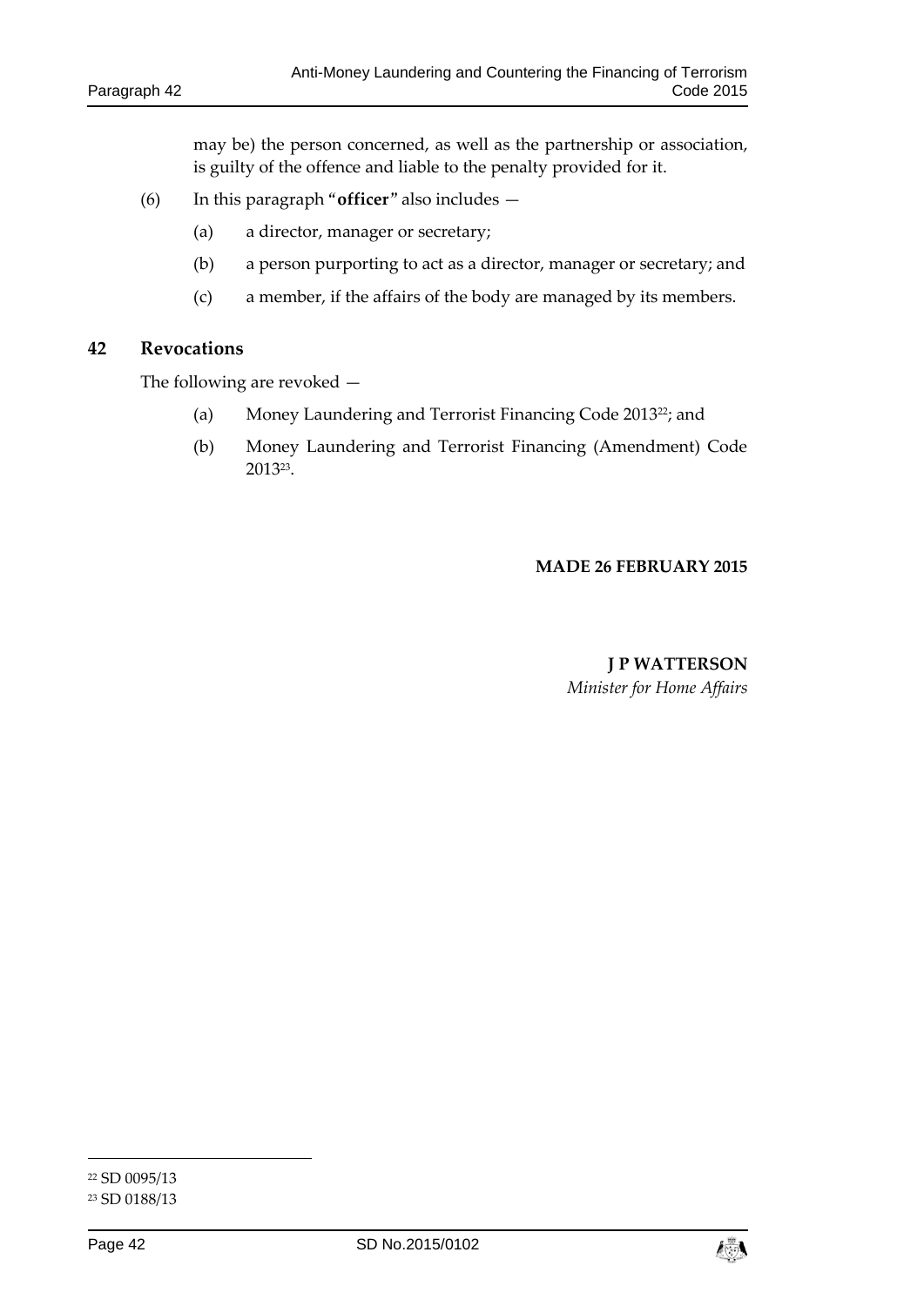may be) the person concerned, as well as the partnership or association, is guilty of the offence and liable to the penalty provided for it.

(6) In this paragraph "**officer**" also includes —

(a) a director, manager or secretary;

(b) a person purporting to act as a director, manager or secretary; and

(c) a member, if the affairs of the body are managed by its members.

## 42 Revocations

The following are revoked —

(a) Money Laundering and Terrorist Financing Code 2013[22]; and

(b) Money Laundering and Terrorist Financing (Amendment) Code 2013[23].

**MADE 26 FEBRUARY 2015**

**J P WATTERSON**
*Minister for Home Affairs*

[22] SD 0095/13

[23] SD 0188/13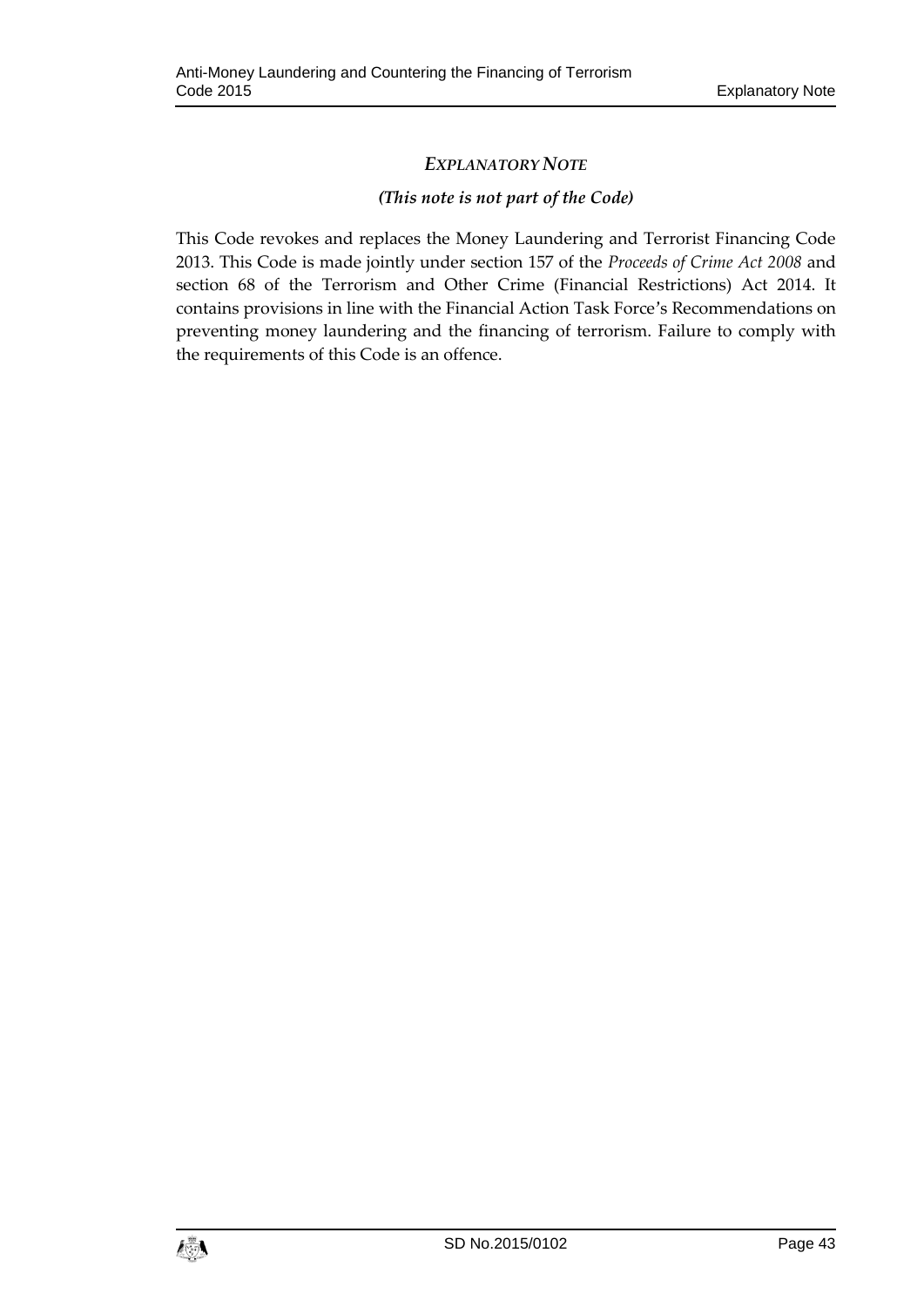## *EXPLANATORY NOTE*

***(This note is not part of the Code)***

This Code revokes and replaces the Money Laundering and Terrorist Financing Code 2013. This Code is made jointly under section 157 of the *Proceeds of Crime Act 2008* and section 68 of the Terrorism and Other Crime (Financial Restrictions) Act 2014. It contains provisions in line with the Financial Action Task Force's Recommendations on preventing money laundering and the financing of terrorism. Failure to comply with the requirements of this Code is an offence.